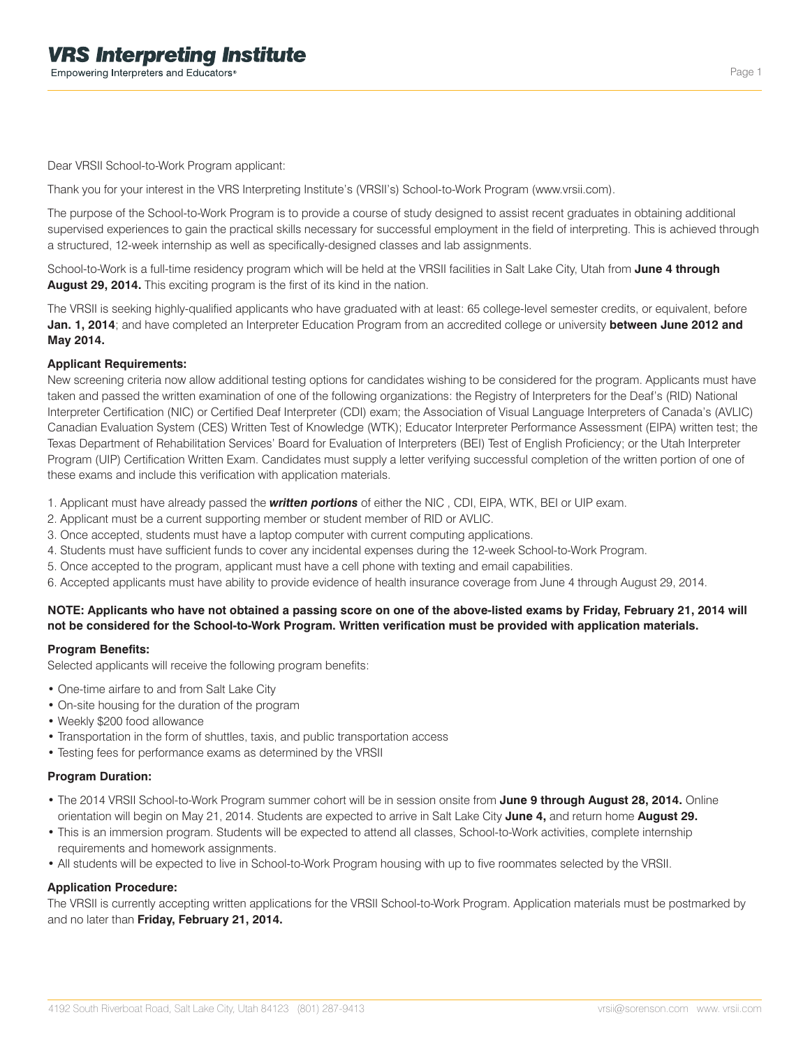Dear VRSII School-to-Work Program applicant:

Thank you for your interest in the VRS Interpreting Institute's (VRSII's) School-to-Work Program (www.vrsii.com).

The purpose of the School-to-Work Program is to provide a course of study designed to assist recent graduates in obtaining additional supervised experiences to gain the practical skills necessary for successful employment in the field of interpreting. This is achieved through a structured, 12-week internship as well as specifically-designed classes and lab assignments.

School-to-Work is a full-time residency program which will be held at the VRSII facilities in Salt Lake City, Utah from **June 4 through August 29, 2014.** This exciting program is the first of its kind in the nation.

The VRSII is seeking highly-qualified applicants who have graduated with at least: 65 college-level semester credits, or equivalent, before **Jan. 1, 2014**; and have completed an Interpreter Education Program from an accredited college or university **between June 2012 and May 2014.**

**Applicant Requirements:**
New screening criteria now allow additional testing options for candidates wishing to be considered for the program. Applicants must have taken and passed the written examination of one of the following organizations: the Registry of Interpreters for the Deaf's (RID) National Interpreter Certification (NIC) or Certified Deaf Interpreter (CDI) exam; the Association of Visual Language Interpreters of Canada's (AVLIC) Canadian Evaluation System (CES) Written Test of Knowledge (WTK); Educator Interpreter Performance Assessment (EIPA) written test; the Texas Department of Rehabilitation Services' Board for Evaluation of Interpreters (BEI) Test of English Proficiency; or the Utah Interpreter Program (UIP) Certification Written Exam. Candidates must supply a letter verifying successful completion of the written portion of one of these exams and include this verification with application materials.

1. Applicant must have already passed the ***written portions*** of either the NIC , CDI, EIPA, WTK, BEI or UIP exam.
2. Applicant must be a current supporting member or student member of RID or AVLIC.
3. Once accepted, students must have a laptop computer with current computing applications.
4. Students must have sufficient funds to cover any incidental expenses during the 12-week School-to-Work Program.
5. Once accepted to the program, applicant must have a cell phone with texting and email capabilities.
6. Accepted applicants must have ability to provide evidence of health insurance coverage from June 4 through August 29, 2014.

**NOTE: Applicants who have not obtained a passing score on one of the above-listed exams by Friday, February 21, 2014 will not be considered for the School-to-Work Program. Written verification must be provided with application materials.**

**Program Benefits:**
Selected applicants will receive the following program benefits:

- One-time airfare to and from Salt Lake City
- On-site housing for the duration of the program
- Weekly $200 food allowance
- Transportation in the form of shuttles, taxis, and public transportation access
- Testing fees for performance exams as determined by the VRSII

**Program Duration:**

- The 2014 VRSII School-to-Work Program summer cohort will be in session onsite from **June 9 through August 28, 2014.** Online orientation will begin on May 21, 2014. Students are expected to arrive in Salt Lake City **June 4,** and return home **August 29.**
- This is an immersion program. Students will be expected to attend all classes, School-to-Work activities, complete internship requirements and homework assignments.
- All students will be expected to live in School-to-Work Program housing with up to five roommates selected by the VRSII.

**Application Procedure:**
The VRSII is currently accepting written applications for the VRSII School-to-Work Program. Application materials must be postmarked by and no later than **Friday, February 21, 2014.**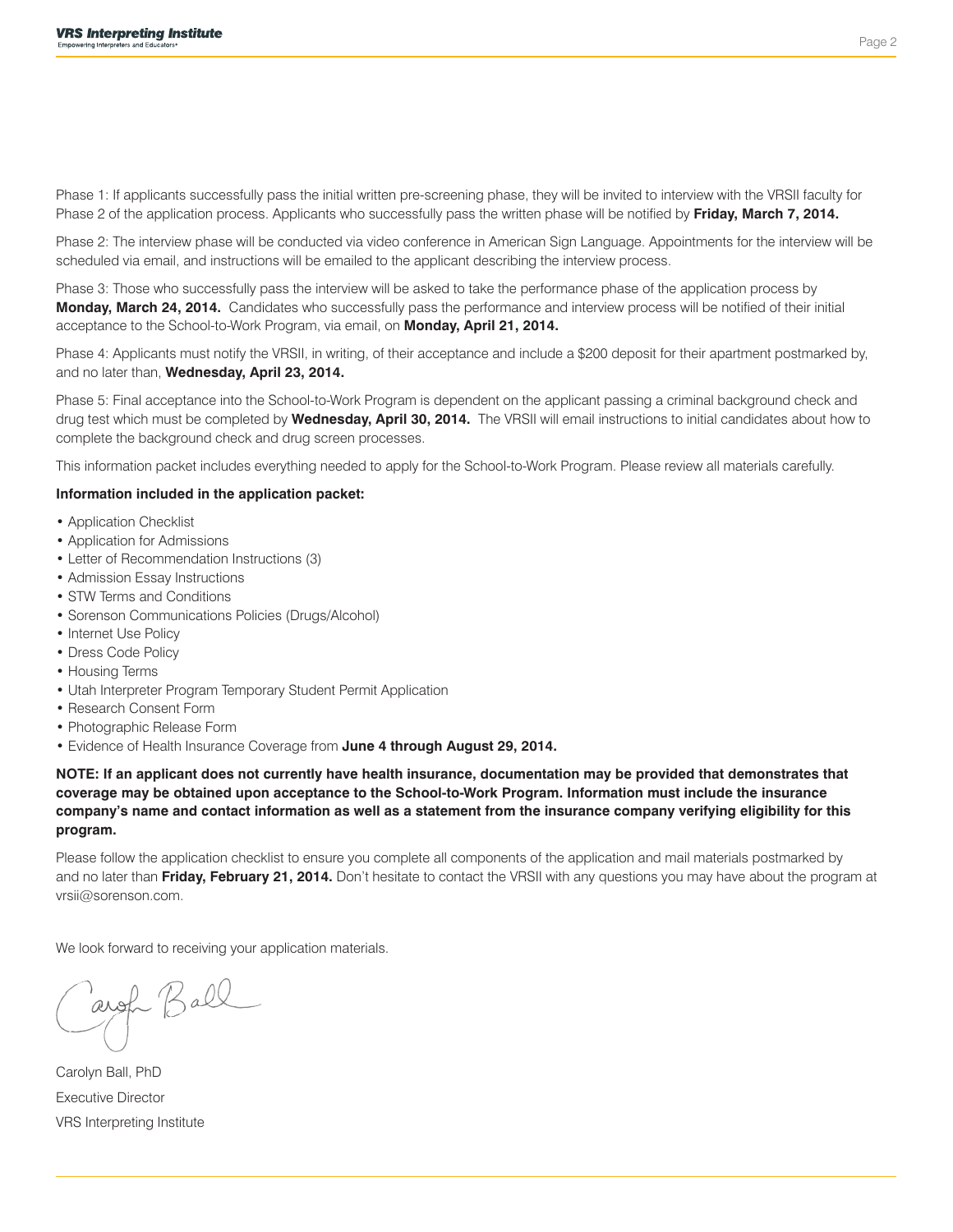Phase 1: If applicants successfully pass the initial written pre-screening phase, they will be invited to interview with the VRSII faculty for Phase 2 of the application process. Applicants who successfully pass the written phase will be notified by **Friday, March 7, 2014.**

Phase 2: The interview phase will be conducted via video conference in American Sign Language. Appointments for the interview will be scheduled via email, and instructions will be emailed to the applicant describing the interview process.

Phase 3: Those who successfully pass the interview will be asked to take the performance phase of the application process by **Monday, March 24, 2014.** Candidates who successfully pass the performance and interview process will be notified of their initial acceptance to the School-to-Work Program, via email, on **Monday, April 21, 2014.**

Phase 4: Applicants must notify the VRSII, in writing, of their acceptance and include a $200 deposit for their apartment postmarked by, and no later than, **Wednesday, April 23, 2014.**

Phase 5: Final acceptance into the School-to-Work Program is dependent on the applicant passing a criminal background check and drug test which must be completed by **Wednesday, April 30, 2014.** The VRSII will email instructions to initial candidates about how to complete the background check and drug screen processes.

This information packet includes everything needed to apply for the School-to-Work Program. Please review all materials carefully.

**Information included in the application packet:**

- Application Checklist
- Application for Admissions
- Letter of Recommendation Instructions (3)
- Admission Essay Instructions
- STW Terms and Conditions
- Sorenson Communications Policies (Drugs/Alcohol)
- Internet Use Policy
- Dress Code Policy
- Housing Terms
- Utah Interpreter Program Temporary Student Permit Application
- Research Consent Form
- Photographic Release Form
- Evidence of Health Insurance Coverage from **June 4 through August 29, 2014.**

**NOTE: If an applicant does not currently have health insurance, documentation may be provided that demonstrates that coverage may be obtained upon acceptance to the School-to-Work Program. Information must include the insurance company's name and contact information as well as a statement from the insurance company verifying eligibility for this program.**

Please follow the application checklist to ensure you complete all components of the application and mail materials postmarked by and no later than **Friday, February 21, 2014.** Don't hesitate to contact the VRSII with any questions you may have about the program at vrsii@sorenson.com.

We look forward to receiving your application materials.

Carolyn Ball

Carolyn Ball, PhD

Executive Director

VRS Interpreting Institute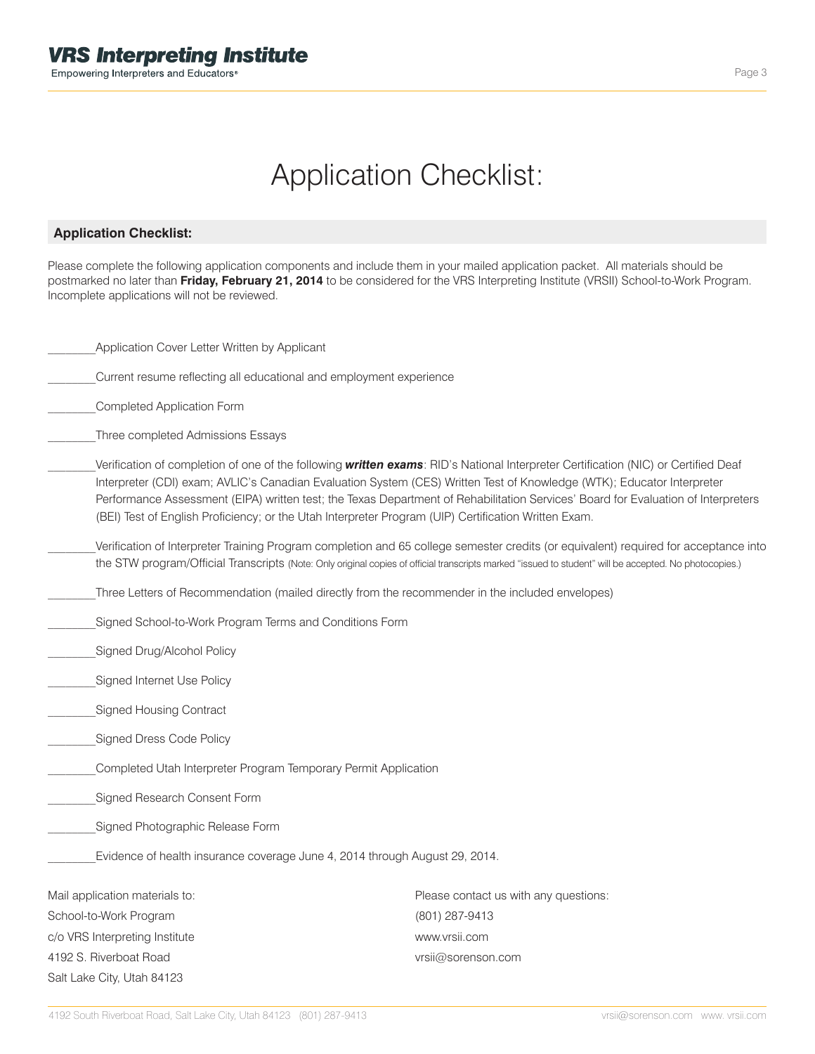# Application Checklist:

## Application Checklist:

Please complete the following application components and include them in your mailed application packet. All materials should be postmarked no later than **Friday, February 21, 2014** to be considered for the VRS Interpreting Institute (VRSII) School-to-Work Program. Incomplete applications will not be reviewed.

________Application Cover Letter Written by Applicant

________Current resume reflecting all educational and employment experience

________Completed Application Form

________Three completed Admissions Essays

________Verification of completion of one of the following ***written exams***: RID's National Interpreter Certification (NIC) or Certified Deaf Interpreter (CDI) exam; AVLIC's Canadian Evaluation System (CES) Written Test of Knowledge (WTK); Educator Interpreter Performance Assessment (EIPA) written test; the Texas Department of Rehabilitation Services' Board for Evaluation of Interpreters (BEI) Test of English Proficiency; or the Utah Interpreter Program (UIP) Certification Written Exam.

________Verification of Interpreter Training Program completion and 65 college semester credits (or equivalent) required for acceptance into the STW program/Official Transcripts (Note: Only original copies of official transcripts marked "issued to student" will be accepted. No photocopies.)

________Three Letters of Recommendation (mailed directly from the recommender in the included envelopes)

________Signed School-to-Work Program Terms and Conditions Form

________Signed Drug/Alcohol Policy

________Signed Internet Use Policy

________Signed Housing Contract

________Signed Dress Code Policy

________Completed Utah Interpreter Program Temporary Permit Application

________Signed Research Consent Form

________Signed Photographic Release Form

________Evidence of health insurance coverage June 4, 2014 through August 29, 2014.

Mail application materials to:
School-to-Work Program
c/o VRS Interpreting Institute
4192 S. Riverboat Road
Salt Lake City, Utah 84123

Please contact us with any questions:
(801) 287-9413
www.vrsii.com
vrsii@sorenson.com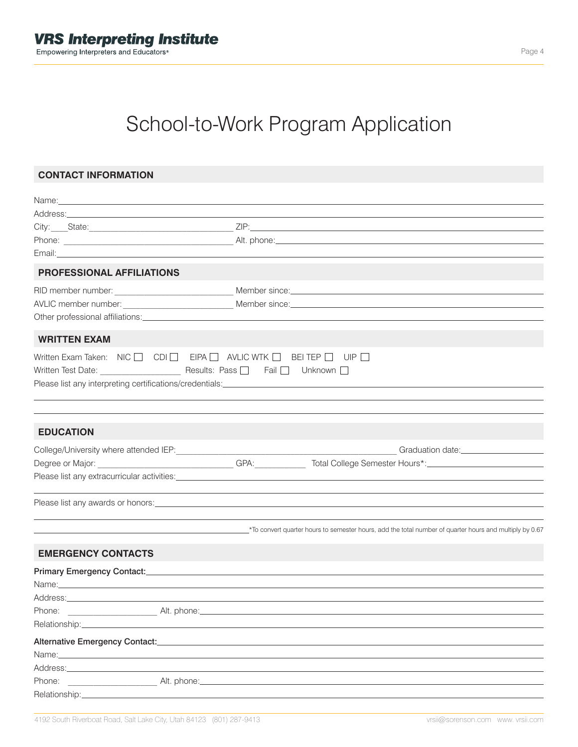# School-to-Work Program Application

## CONTACT INFORMATION

Name: ______________________________

Address: ______________________________

City: ____ State: ______________________________ ZIP: ______________________________

Phone: ______________________________ Alt. phone: ______________________________

Email: ______________________________

## PROFESSIONAL AFFILIATIONS

RID member number: ______________________ Member since: ______________________

AVLIC member number: ______________________ Member since: ______________________

Other professional affiliations: ______________________________

## WRITTEN EXAM

Written Exam Taken: NIC ☐ CDI ☐ EIPA ☐ AVLIC WTK ☐ BEI TEP ☐ UIP ☐

Written Test Date: ________________ Results: Pass ☐ Fail ☐ Unknown ☐

Please list any interpreting certifications/credentials: ______________________________

______________________________

______________________________

## EDUCATION

College/University where attended IEP: ______________________________ Graduation date: ________________

Degree or Major: ______________________ GPA: __________ Total College Semester Hours*: ______________________

Please list any extracurricular activities: ______________________________

______________________________

Please list any awards or honors: ______________________________

______________________________

______________________________ *To convert quarter hours to semester hours, add the total number of quarter hours and multiply by 0.67

## EMERGENCY CONTACTS

**Primary Emergency Contact:** ______________________________

Name: ______________________________

Address: ______________________________

Phone: ________________ Alt. phone: ______________________________

Relationship: ______________________________

**Alternative Emergency Contact:** ______________________________

Name: ______________________________

Address: ______________________________

Phone: ________________ Alt. phone: ______________________________

Relationship: ______________________________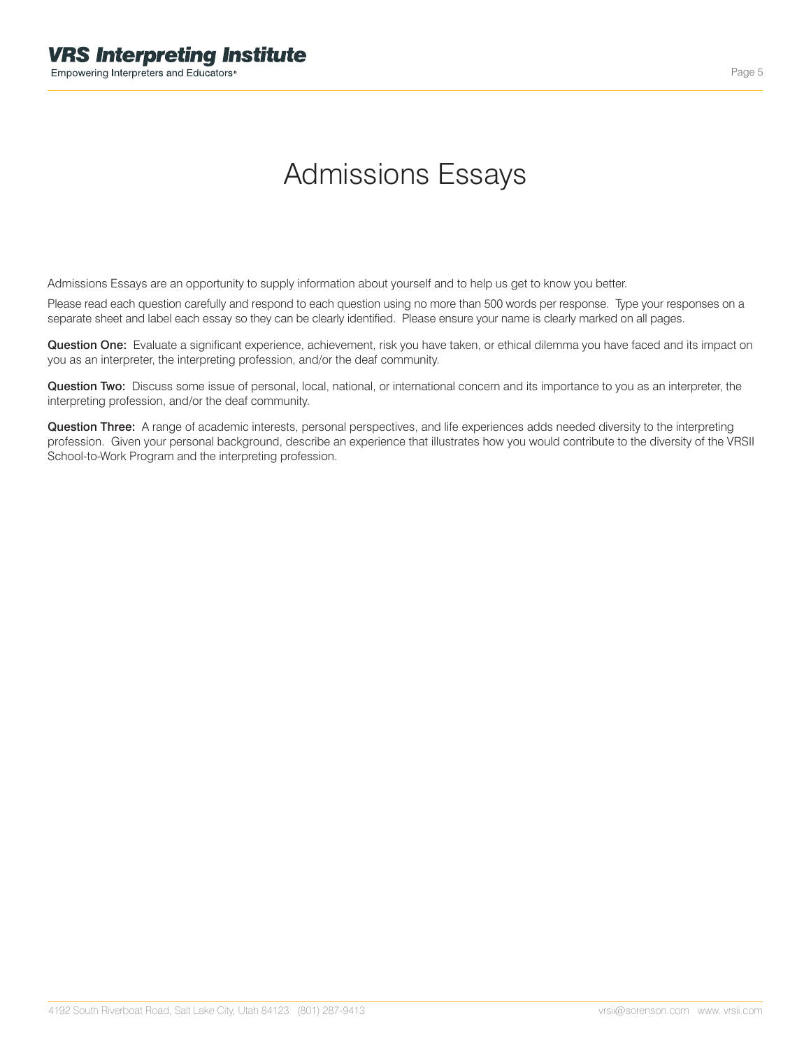# Admissions Essays

Admissions Essays are an opportunity to supply information about yourself and to help us get to know you better.

Please read each question carefully and respond to each question using no more than 500 words per response. Type your responses on a separate sheet and label each essay so they can be clearly identified. Please ensure your name is clearly marked on all pages.

**Question One:** Evaluate a significant experience, achievement, risk you have taken, or ethical dilemma you have faced and its impact on you as an interpreter, the interpreting profession, and/or the deaf community.

**Question Two:** Discuss some issue of personal, local, national, or international concern and its importance to you as an interpreter, the interpreting profession, and/or the deaf community.

**Question Three:** A range of academic interests, personal perspectives, and life experiences adds needed diversity to the interpreting profession. Given your personal background, describe an experience that illustrates how you would contribute to the diversity of the VRSII School-to-Work Program and the interpreting profession.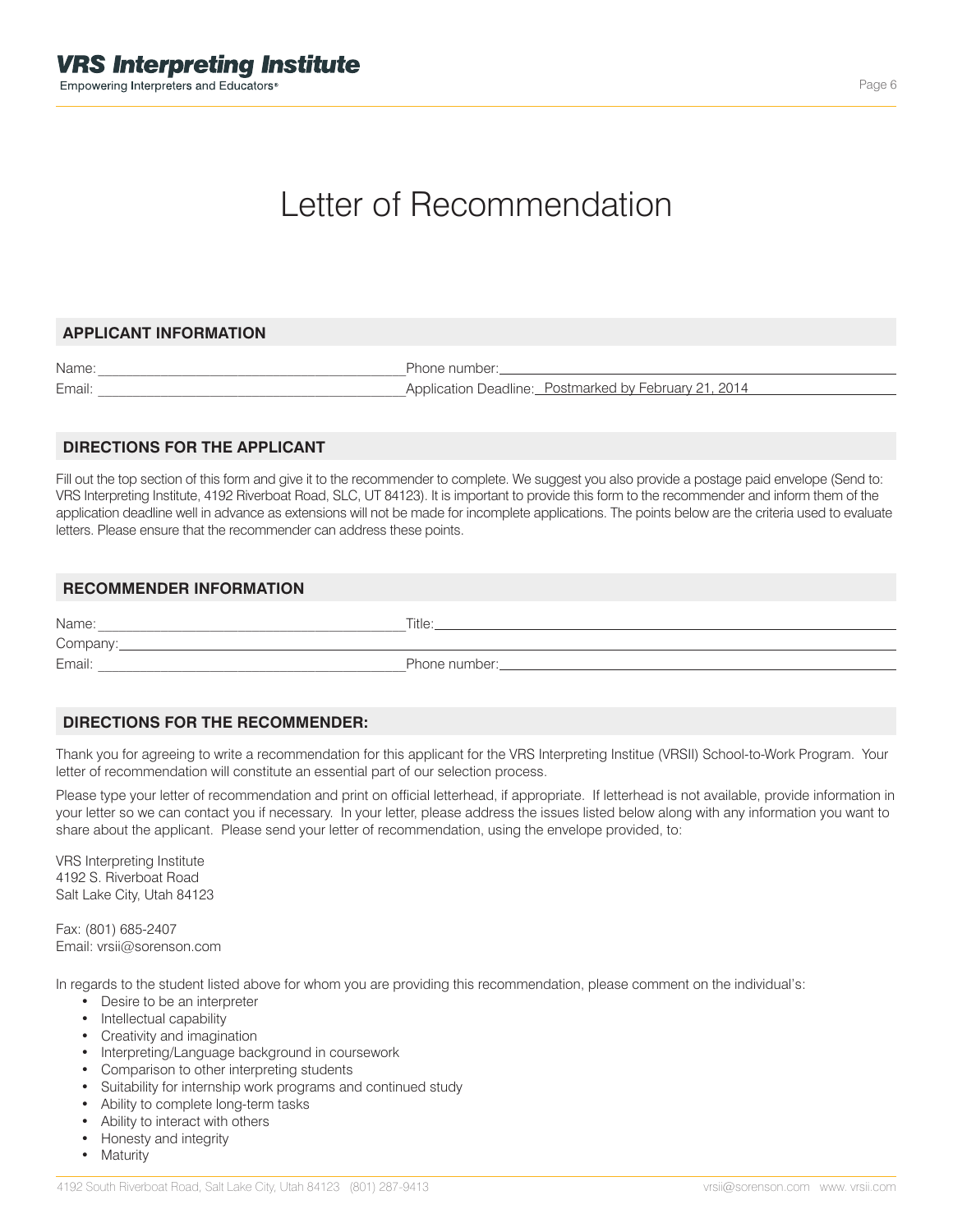**VRS Interpreting Institute**
Empowering Interpreters and Educators®

# Letter of Recommendation

## APPLICANT INFORMATION

Name: ______________________ Phone number: ______________________

Email: ______________________ Application Deadline: Postmarked by February 21, 2014

## DIRECTIONS FOR THE APPLICANT

Fill out the top section of this form and give it to the recommender to complete. We suggest you also provide a postage paid envelope (Send to: VRS Interpreting Institute, 4192 Riverboat Road, SLC, UT 84123). It is important to provide this form to the recommender and inform them of the application deadline well in advance as extensions will not be made for incomplete applications. The points below are the criteria used to evaluate letters. Please ensure that the recommender can address these points.

## RECOMMENDER INFORMATION

Name: ______________________ Title: ______________________

Company: ______________________

Email: ______________________ Phone number: ______________________

## DIRECTIONS FOR THE RECOMMENDER:

Thank you for agreeing to write a recommendation for this applicant for the VRS Interpreting Institue (VRSII) School-to-Work Program. Your letter of recommendation will constitute an essential part of our selection process.

Please type your letter of recommendation and print on official letterhead, if appropriate. If letterhead is not available, provide information in your letter so we can contact you if necessary. In your letter, please address the issues listed below along with any information you want to share about the applicant. Please send your letter of recommendation, using the envelope provided, to:

VRS Interpreting Institute
4192 S. Riverboat Road
Salt Lake City, Utah 84123

Fax: (801) 685-2407
Email: vrsii@sorenson.com

In regards to the student listed above for whom you are providing this recommendation, please comment on the individual's:

- Desire to be an interpreter
- Intellectual capability
- Creativity and imagination
- Interpreting/Language background in coursework
- Comparison to other interpreting students
- Suitability for internship work programs and continued study
- Ability to complete long-term tasks
- Ability to interact with others
- Honesty and integrity
- Maturity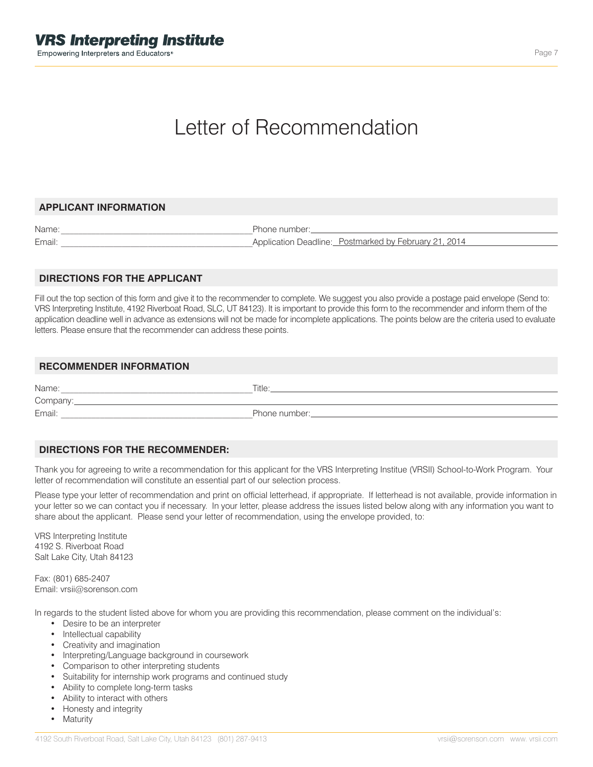# Letter of Recommendation

## APPLICANT INFORMATION

Name: ____________________ Phone number: ____________________

Email: ____________________ Application Deadline: Postmarked by February 21, 2014

## DIRECTIONS FOR THE APPLICANT

Fill out the top section of this form and give it to the recommender to complete. We suggest you also provide a postage paid envelope (Send to: VRS Interpreting Institute, 4192 Riverboat Road, SLC, UT 84123). It is important to provide this form to the recommender and inform them of the application deadline well in advance as extensions will not be made for incomplete applications. The points below are the criteria used to evaluate letters. Please ensure that the recommender can address these points.

## RECOMMENDER INFORMATION

Name: ____________________ Title: ____________________

Company: ____________________

Email: ____________________ Phone number: ____________________

## DIRECTIONS FOR THE RECOMMENDER:

Thank you for agreeing to write a recommendation for this applicant for the VRS Interpreting Institue (VRSII) School-to-Work Program. Your letter of recommendation will constitute an essential part of our selection process.

Please type your letter of recommendation and print on official letterhead, if appropriate. If letterhead is not available, provide information in your letter so we can contact you if necessary. In your letter, please address the issues listed below along with any information you want to share about the applicant. Please send your letter of recommendation, using the envelope provided, to:

VRS Interpreting Institute
4192 S. Riverboat Road
Salt Lake City, Utah 84123

Fax: (801) 685-2407
Email: vrsii@sorenson.com

In regards to the student listed above for whom you are providing this recommendation, please comment on the individual's:

- Desire to be an interpreter
- Intellectual capability
- Creativity and imagination
- Interpreting/Language background in coursework
- Comparison to other interpreting students
- Suitability for internship work programs and continued study
- Ability to complete long-term tasks
- Ability to interact with others
- Honesty and integrity
- Maturity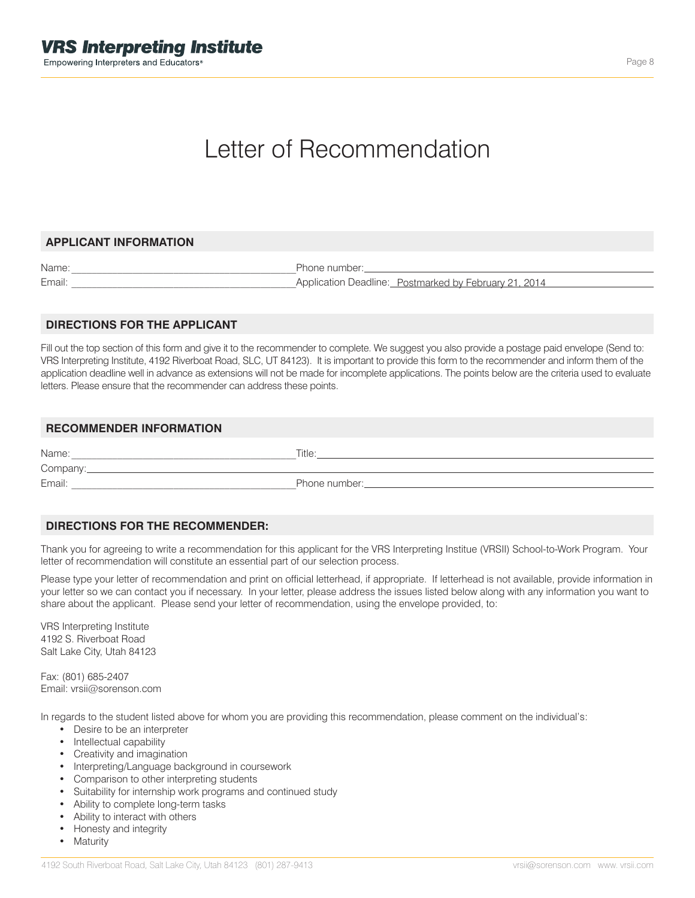# Letter of Recommendation

## APPLICANT INFORMATION

Name: \_\_\_\_\_\_\_\_\_\_\_\_\_\_\_\_\_\_\_\_ Phone number: \_\_\_\_\_\_\_\_\_\_\_\_\_\_\_\_\_\_\_\_

Email: \_\_\_\_\_\_\_\_\_\_\_\_\_\_\_\_\_\_\_\_ Application Deadline: Postmarked by February 21, 2014

## DIRECTIONS FOR THE APPLICANT

Fill out the top section of this form and give it to the recommender to complete. We suggest you also provide a postage paid envelope (Send to: VRS Interpreting Institute, 4192 Riverboat Road, SLC, UT 84123). It is important to provide this form to the recommender and inform them of the application deadline well in advance as extensions will not be made for incomplete applications. The points below are the criteria used to evaluate letters. Please ensure that the recommender can address these points.

## RECOMMENDER INFORMATION

Name: \_\_\_\_\_\_\_\_\_\_\_\_\_\_\_\_\_\_\_\_ Title: \_\_\_\_\_\_\_\_\_\_\_\_\_\_\_\_\_\_\_\_

Company: \_\_\_\_\_\_\_\_\_\_\_\_\_\_\_\_\_\_\_\_

Email: \_\_\_\_\_\_\_\_\_\_\_\_\_\_\_\_\_\_\_\_ Phone number: \_\_\_\_\_\_\_\_\_\_\_\_\_\_\_\_\_\_\_\_

## DIRECTIONS FOR THE RECOMMENDER:

Thank you for agreeing to write a recommendation for this applicant for the VRS Interpreting Institue (VRSII) School-to-Work Program. Your letter of recommendation will constitute an essential part of our selection process.

Please type your letter of recommendation and print on official letterhead, if appropriate. If letterhead is not available, provide information in your letter so we can contact you if necessary. In your letter, please address the issues listed below along with any information you want to share about the applicant. Please send your letter of recommendation, using the envelope provided, to:

VRS Interpreting Institute
4192 S. Riverboat Road
Salt Lake City, Utah 84123

Fax: (801) 685-2407
Email: vrsii@sorenson.com

In regards to the student listed above for whom you are providing this recommendation, please comment on the individual's:

- Desire to be an interpreter
- Intellectual capability
- Creativity and imagination
- Interpreting/Language background in coursework
- Comparison to other interpreting students
- Suitability for internship work programs and continued study
- Ability to complete long-term tasks
- Ability to interact with others
- Honesty and integrity
- Maturity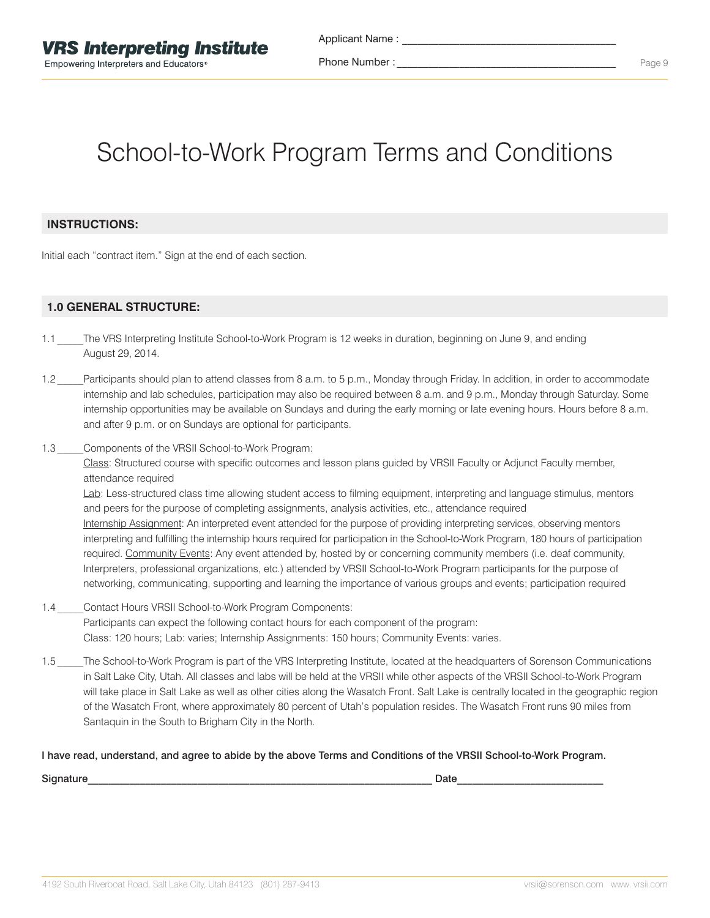Applicant Name : ____________________________________

Phone Number : ______________________________________

# School-to-Work Program Terms and Conditions

## INSTRUCTIONS:

Initial each “contract item.” Sign at the end of each section.

## 1.0 GENERAL STRUCTURE:

1.1 _____The VRS Interpreting Institute School-to-Work Program is 12 weeks in duration, beginning on June 9, and ending August 29, 2014.

1.2 _____Participants should plan to attend classes from 8 a.m. to 5 p.m., Monday through Friday. In addition, in order to accommodate internship and lab schedules, participation may also be required between 8 a.m. and 9 p.m., Monday through Saturday. Some internship opportunities may be available on Sundays and during the early morning or late evening hours. Hours before 8 a.m. and after 9 p.m. or on Sundays are optional for participants.

1.3 _____Components of the VRSII School-to-Work Program:
Class: Structured course with specific outcomes and lesson plans guided by VRSII Faculty or Adjunct Faculty member, attendance required
Lab: Less-structured class time allowing student access to filming equipment, interpreting and language stimulus, mentors and peers for the purpose of completing assignments, analysis activities, etc., attendance required
Internship Assignment: An interpreted event attended for the purpose of providing interpreting services, observing mentors interpreting and fulfilling the internship hours required for participation in the School-to-Work Program, 180 hours of participation required. Community Events: Any event attended by, hosted by or concerning community members (i.e. deaf community, Interpreters, professional organizations, etc.) attended by VRSII School-to-Work Program participants for the purpose of networking, communicating, supporting and learning the importance of various groups and events; participation required

1.4 _____Contact Hours VRSII School-to-Work Program Components:
Participants can expect the following contact hours for each component of the program:
Class: 120 hours; Lab: varies; Internship Assignments: 150 hours; Community Events: varies.

1.5 _____The School-to-Work Program is part of the VRS Interpreting Institute, located at the headquarters of Sorenson Communications in Salt Lake City, Utah. All classes and labs will be held at the VRSII while other aspects of the VRSII School-to-Work Program will take place in Salt Lake as well as other cities along the Wasatch Front. Salt Lake is centrally located in the geographic region of the Wasatch Front, where approximately 80 percent of Utah’s population resides. The Wasatch Front runs 90 miles from Santaquin in the South to Brigham City in the North.

**I have read, understand, and agree to abide by the above Terms and Conditions of the VRSII School-to-Work Program.**

Signature____________________________________________________________ Date_________________________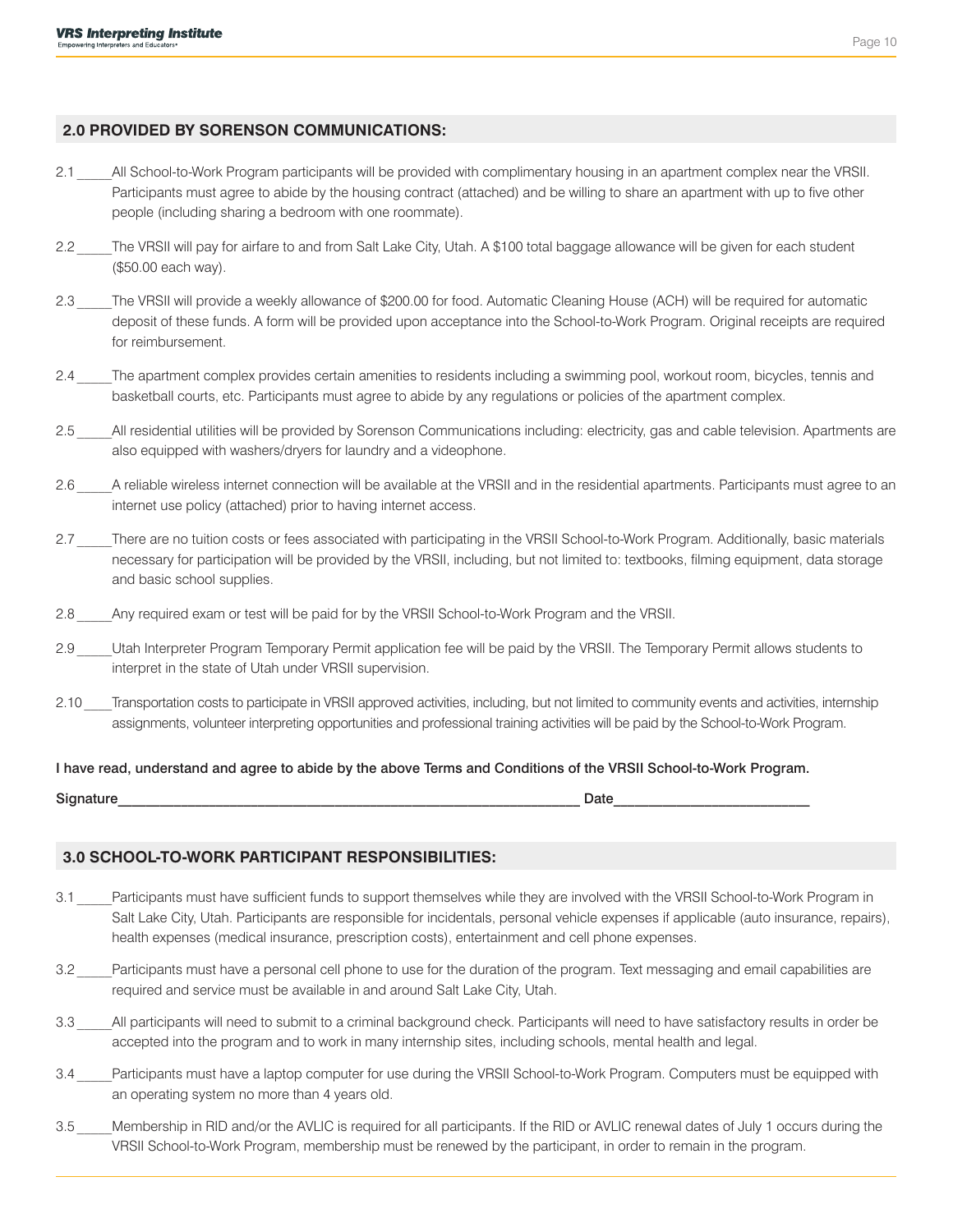## 2.0 PROVIDED BY SORENSON COMMUNICATIONS:

2.1 _____All School-to-Work Program participants will be provided with complimentary housing in an apartment complex near the VRSII. Participants must agree to abide by the housing contract (attached) and be willing to share an apartment with up to five other people (including sharing a bedroom with one roommate).

2.2 _____The VRSII will pay for airfare to and from Salt Lake City, Utah. A $100 total baggage allowance will be given for each student ($50.00 each way).

2.3 _____The VRSII will provide a weekly allowance of $200.00 for food. Automatic Cleaning House (ACH) will be required for automatic deposit of these funds. A form will be provided upon acceptance into the School-to-Work Program. Original receipts are required for reimbursement.

2.4 _____The apartment complex provides certain amenities to residents including a swimming pool, workout room, bicycles, tennis and basketball courts, etc. Participants must agree to abide by any regulations or policies of the apartment complex.

2.5 _____All residential utilities will be provided by Sorenson Communications including: electricity, gas and cable television. Apartments are also equipped with washers/dryers for laundry and a videophone.

2.6 _____A reliable wireless internet connection will be available at the VRSII and in the residential apartments. Participants must agree to an internet use policy (attached) prior to having internet access.

2.7 _____There are no tuition costs or fees associated with participating in the VRSII School-to-Work Program. Additionally, basic materials necessary for participation will be provided by the VRSII, including, but not limited to: textbooks, filming equipment, data storage and basic school supplies.

2.8 _____Any required exam or test will be paid for by the VRSII School-to-Work Program and the VRSII.

2.9 _____Utah Interpreter Program Temporary Permit application fee will be paid by the VRSII. The Temporary Permit allows students to interpret in the state of Utah under VRSII supervision.

2.10 ____Transportation costs to participate in VRSII approved activities, including, but not limited to community events and activities, internship assignments, volunteer interpreting opportunities and professional training activities will be paid by the School-to-Work Program.

**I have read, understand and agree to abide by the above Terms and Conditions of the VRSII School-to-Work Program.**

Signature_____________________________________________________________ Date__________________________

## 3.0 SCHOOL-TO-WORK PARTICIPANT RESPONSIBILITIES:

3.1 _____Participants must have sufficient funds to support themselves while they are involved with the VRSII School-to-Work Program in Salt Lake City, Utah. Participants are responsible for incidentals, personal vehicle expenses if applicable (auto insurance, repairs), health expenses (medical insurance, prescription costs), entertainment and cell phone expenses.

3.2 _____Participants must have a personal cell phone to use for the duration of the program. Text messaging and email capabilities are required and service must be available in and around Salt Lake City, Utah.

3.3 _____All participants will need to submit to a criminal background check. Participants will need to have satisfactory results in order be accepted into the program and to work in many internship sites, including schools, mental health and legal.

3.4 _____Participants must have a laptop computer for use during the VRSII School-to-Work Program. Computers must be equipped with an operating system no more than 4 years old.

3.5 _____Membership in RID and/or the AVLIC is required for all participants. If the RID or AVLIC renewal dates of July 1 occurs during the VRSII School-to-Work Program, membership must be renewed by the participant, in order to remain in the program.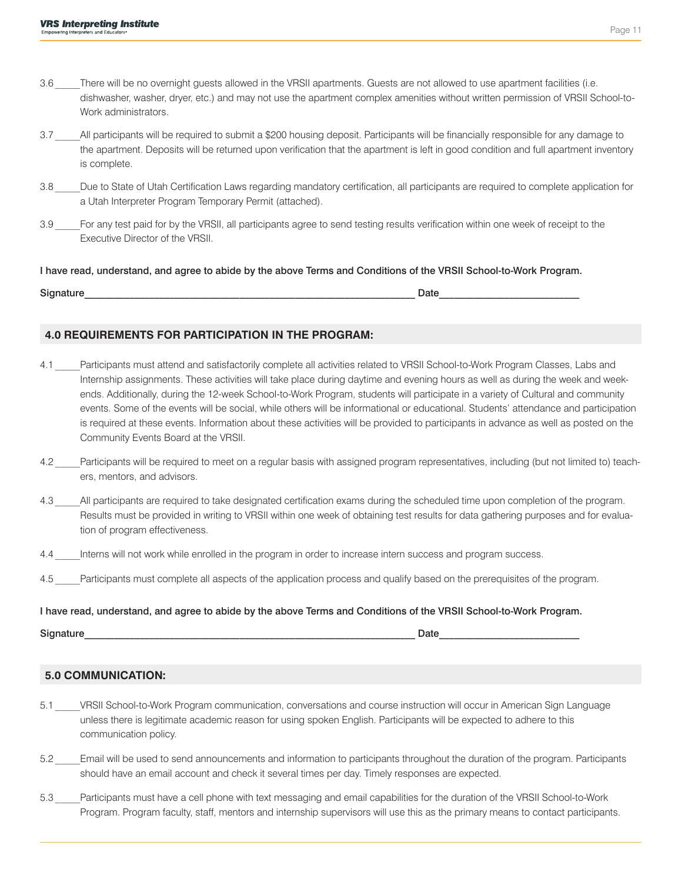3.6 _____ There will be no overnight guests allowed in the VRSII apartments. Guests are not allowed to use apartment facilities (i.e. dishwasher, washer, dryer, etc.) and may not use the apartment complex amenities without written permission of VRSII School-to-Work administrators.

3.7 _____ All participants will be required to submit a $200 housing deposit. Participants will be financially responsible for any damage to the apartment. Deposits will be returned upon verification that the apartment is left in good condition and full apartment inventory is complete.

3.8 _____ Due to State of Utah Certification Laws regarding mandatory certification, all participants are required to complete application for a Utah Interpreter Program Temporary Permit (attached).

3.9 _____ For any test paid for by the VRSII, all participants agree to send testing results verification within one week of receipt to the Executive Director of the VRSII.

**I have read, understand, and agree to abide by the above Terms and Conditions of the VRSII School-to-Work Program.**

Signature____________________________________________________________ Date_________________________

## 4.0 REQUIREMENTS FOR PARTICIPATION IN THE PROGRAM:

4.1 _____ Participants must attend and satisfactorily complete all activities related to VRSII School-to-Work Program Classes, Labs and Internship assignments. These activities will take place during daytime and evening hours as well as during the week and weekends. Additionally, during the 12-week School-to-Work Program, students will participate in a variety of Cultural and community events. Some of the events will be social, while others will be informational or educational. Students' attendance and participation is required at these events. Information about these activities will be provided to participants in advance as well as posted on the Community Events Board at the VRSII.

4.2 _____ Participants will be required to meet on a regular basis with assigned program representatives, including (but not limited to) teachers, mentors, and advisors.

4.3 _____ All participants are required to take designated certification exams during the scheduled time upon completion of the program. Results must be provided in writing to VRSII within one week of obtaining test results for data gathering purposes and for evaluation of program effectiveness.

4.4 _____ Interns will not work while enrolled in the program in order to increase intern success and program success.

4.5 _____ Participants must complete all aspects of the application process and qualify based on the prerequisites of the program.

**I have read, understand, and agree to abide by the above Terms and Conditions of the VRSII School-to-Work Program.**

Signature____________________________________________________________ Date_________________________

## 5.0 COMMUNICATION:

5.1 _____ VRSII School-to-Work Program communication, conversations and course instruction will occur in American Sign Language unless there is legitimate academic reason for using spoken English. Participants will be expected to adhere to this communication policy.

5.2 _____ Email will be used to send announcements and information to participants throughout the duration of the program. Participants should have an email account and check it several times per day. Timely responses are expected.

5.3 _____ Participants must have a cell phone with text messaging and email capabilities for the duration of the VRSII School-to-Work Program. Program faculty, staff, mentors and internship supervisors will use this as the primary means to contact participants.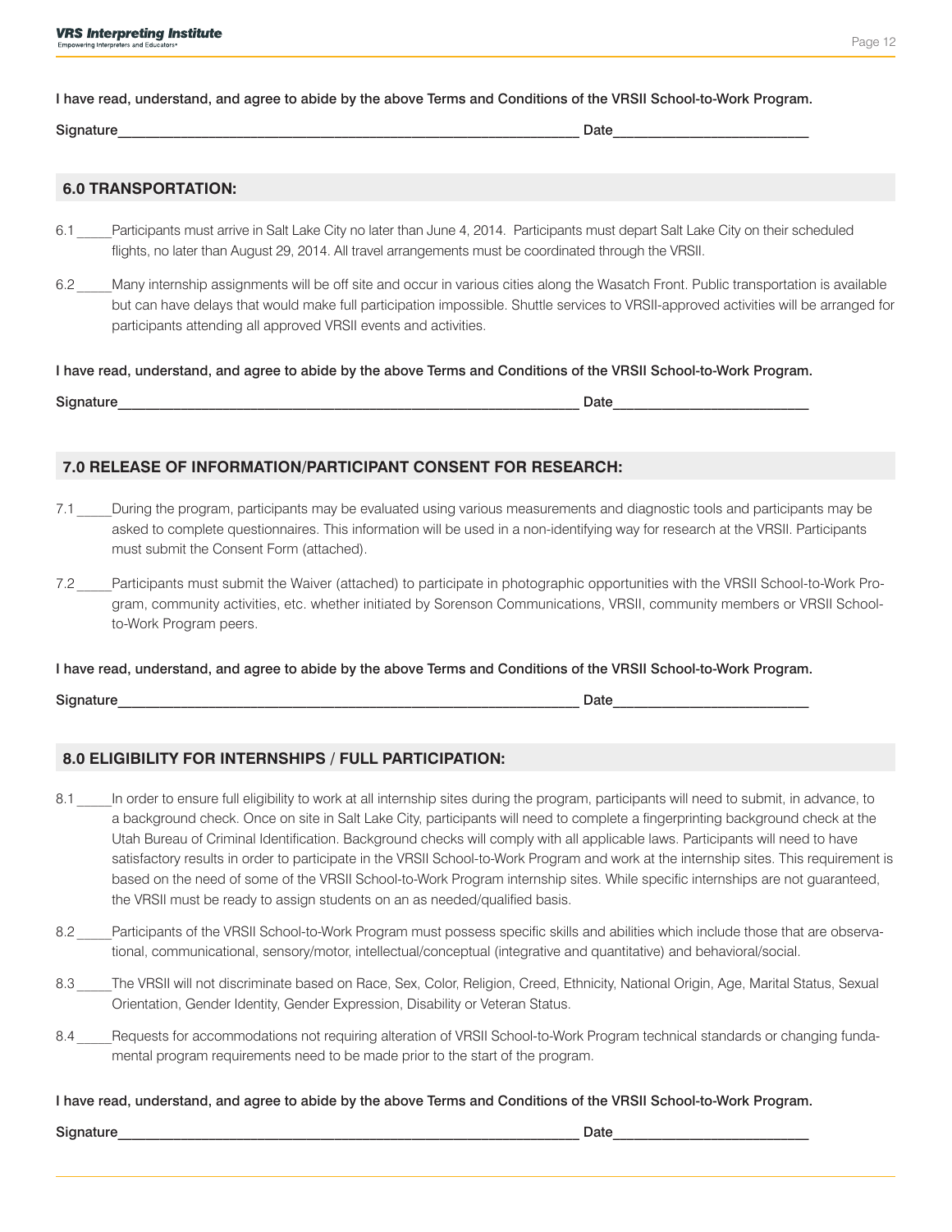I have read, understand, and agree to abide by the above Terms and Conditions of the VRSII School-to-Work Program.

Signature_________________________________________________________ Date_________________________

## 6.0 TRANSPORTATION:

6.1 _____Participants must arrive in Salt Lake City no later than June 4, 2014. Participants must depart Salt Lake City on their scheduled flights, no later than August 29, 2014. All travel arrangements must be coordinated through the VRSII.

6.2 _____Many internship assignments will be off site and occur in various cities along the Wasatch Front. Public transportation is available but can have delays that would make full participation impossible. Shuttle services to VRSII-approved activities will be arranged for participants attending all approved VRSII events and activities.

I have read, understand, and agree to abide by the above Terms and Conditions of the VRSII School-to-Work Program.

Signature_________________________________________________________ Date_________________________

## 7.0 RELEASE OF INFORMATION/PARTICIPANT CONSENT FOR RESEARCH:

7.1 _____During the program, participants may be evaluated using various measurements and diagnostic tools and participants may be asked to complete questionnaires. This information will be used in a non-identifying way for research at the VRSII. Participants must submit the Consent Form (attached).

7.2 _____Participants must submit the Waiver (attached) to participate in photographic opportunities with the VRSII School-to-Work Program, community activities, etc. whether initiated by Sorenson Communications, VRSII, community members or VRSII School-to-Work Program peers.

I have read, understand, and agree to abide by the above Terms and Conditions of the VRSII School-to-Work Program.

Signature_________________________________________________________ Date_________________________

## 8.0 ELIGIBILITY FOR INTERNSHIPS / FULL PARTICIPATION:

8.1 _____In order to ensure full eligibility to work at all internship sites during the program, participants will need to submit, in advance, to a background check. Once on site in Salt Lake City, participants will need to complete a fingerprinting background check at the Utah Bureau of Criminal Identification. Background checks will comply with all applicable laws. Participants will need to have satisfactory results in order to participate in the VRSII School-to-Work Program and work at the internship sites. This requirement is based on the need of some of the VRSII School-to-Work Program internship sites. While specific internships are not guaranteed, the VRSII must be ready to assign students on an as needed/qualified basis.

8.2 _____Participants of the VRSII School-to-Work Program must possess specific skills and abilities which include those that are observational, communicational, sensory/motor, intellectual/conceptual (integrative and quantitative) and behavioral/social.

8.3 _____The VRSII will not discriminate based on Race, Sex, Color, Religion, Creed, Ethnicity, National Origin, Age, Marital Status, Sexual Orientation, Gender Identity, Gender Expression, Disability or Veteran Status.

8.4 _____Requests for accommodations not requiring alteration of VRSII School-to-Work Program technical standards or changing fundamental program requirements need to be made prior to the start of the program.

I have read, understand, and agree to abide by the above Terms and Conditions of the VRSII School-to-Work Program.

Signature_________________________________________________________ Date_________________________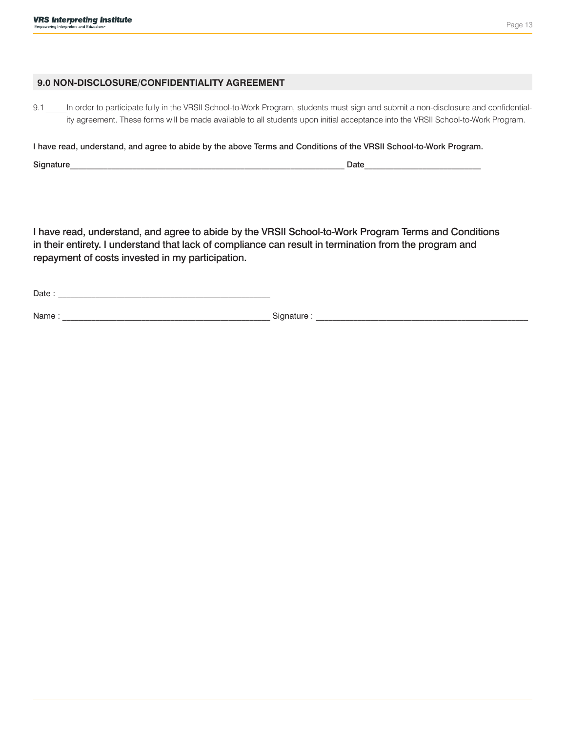## 9.0 NON-DISCLOSURE/CONFIDENTIALITY AGREEMENT

9.1 _____In order to participate fully in the VRSII School-to-Work Program, students must sign and submit a non-disclosure and confidentiality agreement. These forms will be made available to all students upon initial acceptance into the VRSII School-to-Work Program.

**I have read, understand, and agree to abide by the above Terms and Conditions of the VRSII School-to-Work Program.**

Signature_____________________________________________________________ Date_________________________

I have read, understand, and agree to abide by the VRSII School-to-Work Program Terms and Conditions in their entirety. I understand that lack of compliance can result in termination from the program and repayment of costs invested in my participation.

Date : _______________________________________________

Name : _______________________________________________ Signature : _______________________________________________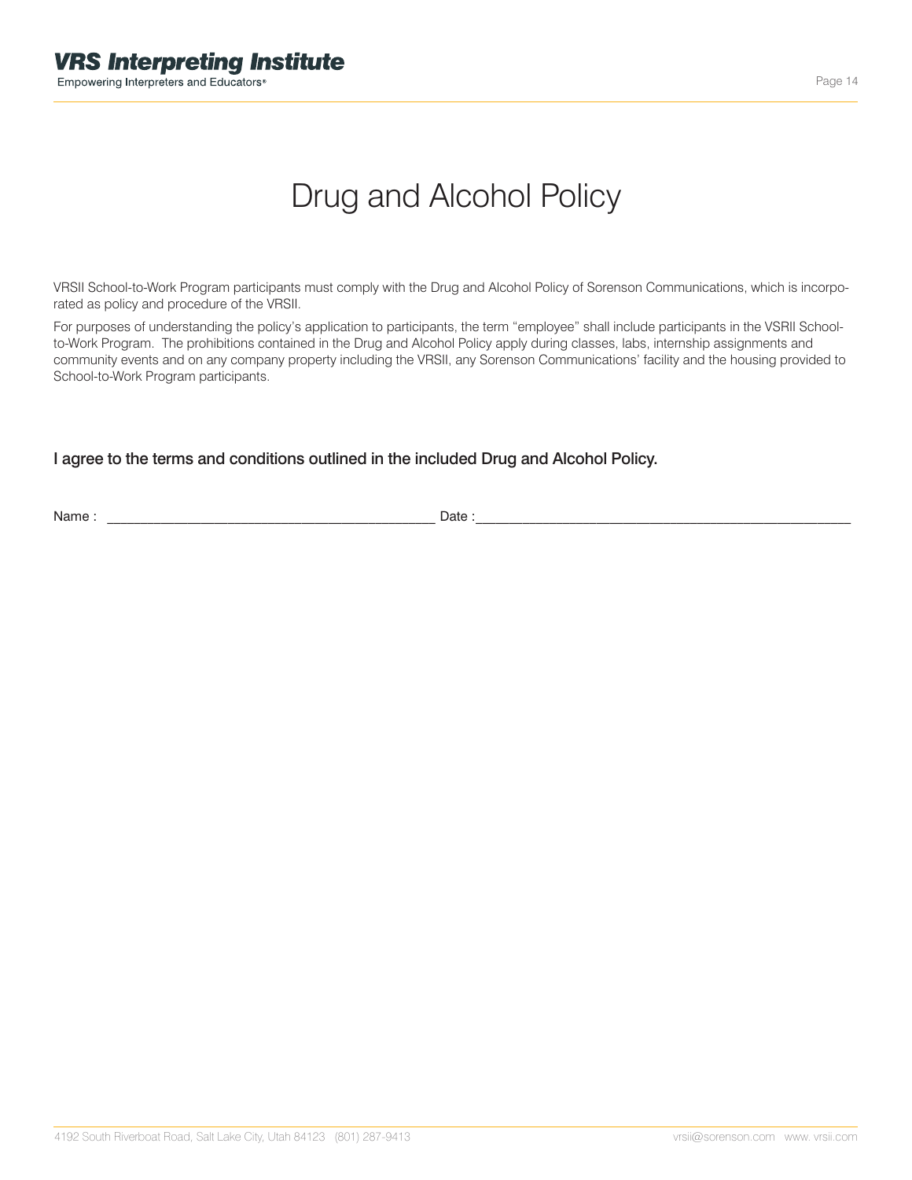# Drug and Alcohol Policy

VRSII School-to-Work Program participants must comply with the Drug and Alcohol Policy of Sorenson Communications, which is incorporated as policy and procedure of the VRSII.

For purposes of understanding the policy's application to participants, the term "employee" shall include participants in the VSRII School-to-Work Program. The prohibitions contained in the Drug and Alcohol Policy apply during classes, labs, internship assignments and community events and on any company property including the VRSII, any Sorenson Communications' facility and the housing provided to School-to-Work Program participants.

**I agree to the terms and conditions outlined in the included Drug and Alcohol Policy.**

Name : ____________________________________________ Date :__________________________________________________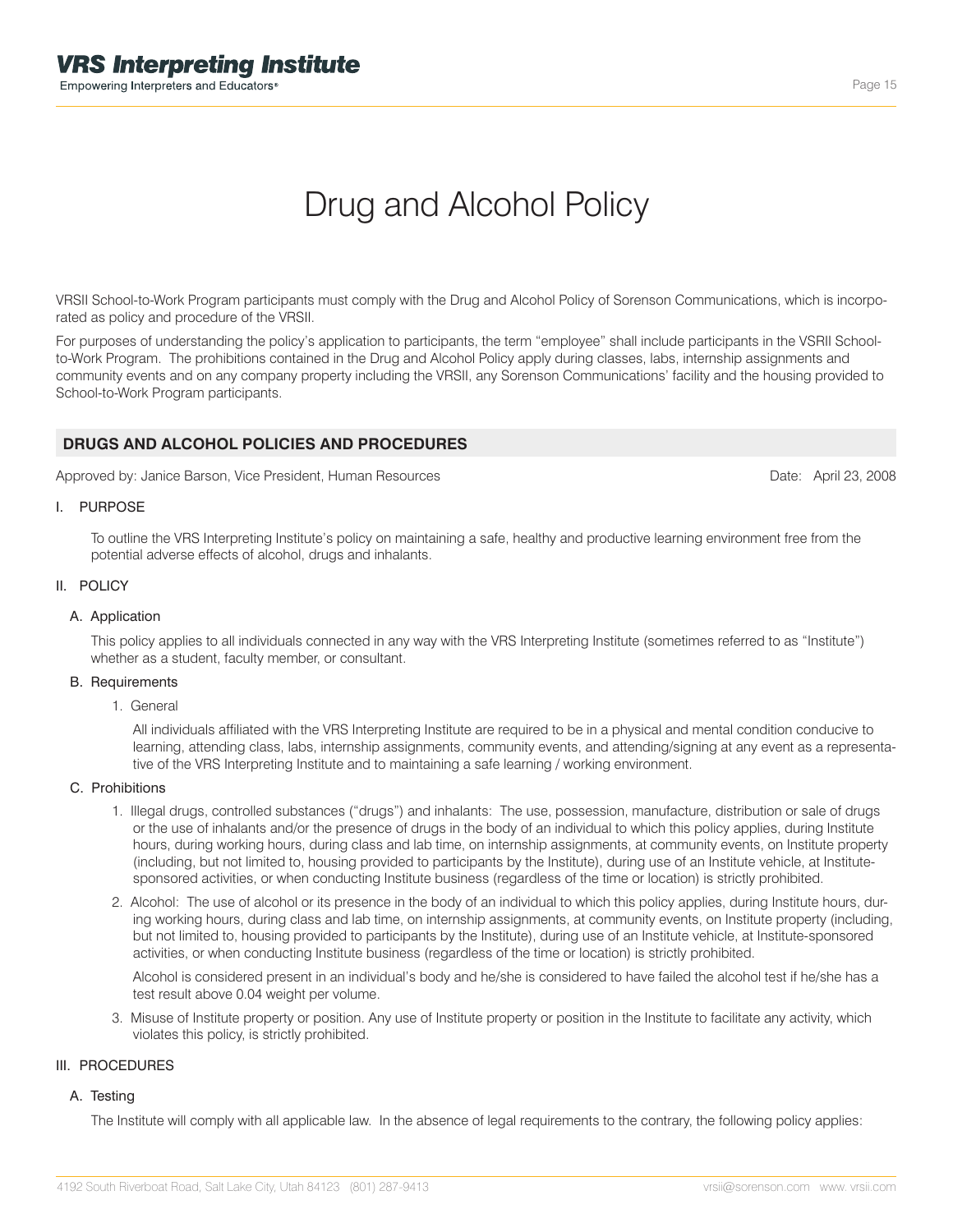# Drug and Alcohol Policy

VRSII School-to-Work Program participants must comply with the Drug and Alcohol Policy of Sorenson Communications, which is incorporated as policy and procedure of the VRSII.

For purposes of understanding the policy's application to participants, the term "employee" shall include participants in the VSRII School-to-Work Program. The prohibitions contained in the Drug and Alcohol Policy apply during classes, labs, internship assignments and community events and on any company property including the VRSII, any Sorenson Communications' facility and the housing provided to School-to-Work Program participants.

## DRUGS AND ALCOHOL POLICIES AND PROCEDURES

Approved by: Janice Barson, Vice President, Human Resources — Date: April 23, 2008

I. PURPOSE

To outline the VRS Interpreting Institute's policy on maintaining a safe, healthy and productive learning environment free from the potential adverse effects of alcohol, drugs and inhalants.

II. POLICY

A. Application

This policy applies to all individuals connected in any way with the VRS Interpreting Institute (sometimes referred to as "Institute") whether as a student, faculty member, or consultant.

B. Requirements

1. General

All individuals affiliated with the VRS Interpreting Institute are required to be in a physical and mental condition conducive to learning, attending class, labs, internship assignments, community events, and attending/signing at any event as a representative of the VRS Interpreting Institute and to maintaining a safe learning / working environment.

C. Prohibitions

1. Illegal drugs, controlled substances ("drugs") and inhalants: The use, possession, manufacture, distribution or sale of drugs or the use of inhalants and/or the presence of drugs in the body of an individual to which this policy applies, during Institute hours, during working hours, during class and lab time, on internship assignments, at community events, on Institute property (including, but not limited to, housing provided to participants by the Institute), during use of an Institute vehicle, at Institute-sponsored activities, or when conducting Institute business (regardless of the time or location) is strictly prohibited.

2. Alcohol: The use of alcohol or its presence in the body of an individual to which this policy applies, during Institute hours, during working hours, during class and lab time, on internship assignments, at community events, on Institute property (including, but not limited to, housing provided to participants by the Institute), during use of an Institute vehicle, at Institute-sponsored activities, or when conducting Institute business (regardless of the time or location) is strictly prohibited.

   Alcohol is considered present in an individual's body and he/she is considered to have failed the alcohol test if he/she has a test result above 0.04 weight per volume.

3. Misuse of Institute property or position. Any use of Institute property or position in the Institute to facilitate any activity, which violates this policy, is strictly prohibited.

III. PROCEDURES

A. Testing

The Institute will comply with all applicable law. In the absence of legal requirements to the contrary, the following policy applies: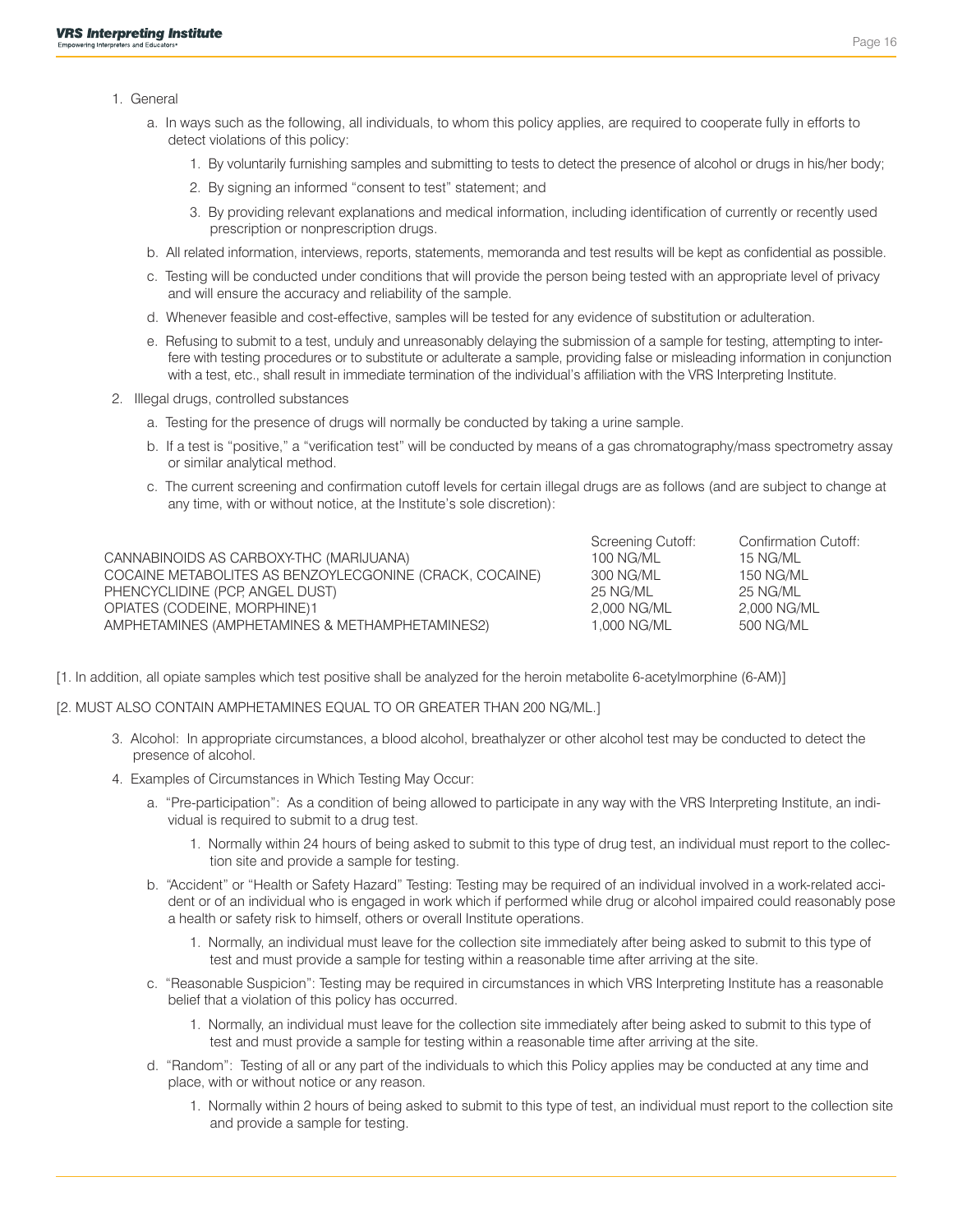1. General

   a. In ways such as the following, all individuals, to whom this policy applies, are required to cooperate fully in efforts to detect violations of this policy:

      1. By voluntarily furnishing samples and submitting to tests to detect the presence of alcohol or drugs in his/her body;

      2. By signing an informed "consent to test" statement; and

      3. By providing relevant explanations and medical information, including identification of currently or recently used prescription or nonprescription drugs.

   b. All related information, interviews, reports, statements, memoranda and test results will be kept as confidential as possible.

   c. Testing will be conducted under conditions that will provide the person being tested with an appropriate level of privacy and will ensure the accuracy and reliability of the sample.

   d. Whenever feasible and cost-effective, samples will be tested for any evidence of substitution or adulteration.

   e. Refusing to submit to a test, unduly and unreasonably delaying the submission of a sample for testing, attempting to interfere with testing procedures or to substitute or adulterate a sample, providing false or misleading information in conjunction with a test, etc., shall result in immediate termination of the individual's affiliation with the VRS Interpreting Institute.

2. Illegal drugs, controlled substances

   a. Testing for the presence of drugs will normally be conducted by taking a urine sample.

   b. If a test is "positive," a "verification test" will be conducted by means of a gas chromatography/mass spectrometry assay or similar analytical method.

   c. The current screening and confirmation cutoff levels for certain illegal drugs are as follows (and are subject to change at any time, with or without notice, at the Institute's sole discretion):

| | Screening Cutoff: | Confirmation Cutoff: |
|---|---|---|
| CANNABINOIDS AS CARBOXY-THC (MARIJUANA) | 100 NG/ML | 15 NG/ML |
| COCAINE METABOLITES AS BENZOYLECGONINE (CRACK, COCAINE) | 300 NG/ML | 150 NG/ML |
| PHENCYCLIDINE (PCP, ANGEL DUST) | 25 NG/ML | 25 NG/ML |
| OPIATES (CODEINE, MORPHINE)[1] | 2,000 NG/ML | 2,000 NG/ML |
| AMPHETAMINES (AMPHETAMINES & METHAMPHETAMINES[2]) | 1,000 NG/ML | 500 NG/ML |

[1. In addition, all opiate samples which test positive shall be analyzed for the heroin metabolite 6-acetylmorphine (6-AM)]

[2. MUST ALSO CONTAIN AMPHETAMINES EQUAL TO OR GREATER THAN 200 NG/ML.]

3. Alcohol: In appropriate circumstances, a blood alcohol, breathalyzer or other alcohol test may be conducted to detect the presence of alcohol.

4. Examples of Circumstances in Which Testing May Occur:

   a. "Pre-participation": As a condition of being allowed to participate in any way with the VRS Interpreting Institute, an individual is required to submit to a drug test.

      1. Normally within 24 hours of being asked to submit to this type of drug test, an individual must report to the collection site and provide a sample for testing.

   b. "Accident" or "Health or Safety Hazard" Testing: Testing may be required of an individual involved in a work-related accident or of an individual who is engaged in work which if performed while drug or alcohol impaired could reasonably pose a health or safety risk to himself, others or overall Institute operations.

      1. Normally, an individual must leave for the collection site immediately after being asked to submit to this type of test and must provide a sample for testing within a reasonable time after arriving at the site.

   c. "Reasonable Suspicion": Testing may be required in circumstances in which VRS Interpreting Institute has a reasonable belief that a violation of this policy has occurred.

      1. Normally, an individual must leave for the collection site immediately after being asked to submit to this type of test and must provide a sample for testing within a reasonable time after arriving at the site.

   d. "Random": Testing of all or any part of the individuals to which this Policy applies may be conducted at any time and place, with or without notice or any reason.

      1. Normally within 2 hours of being asked to submit to this type of test, an individual must report to the collection site and provide a sample for testing.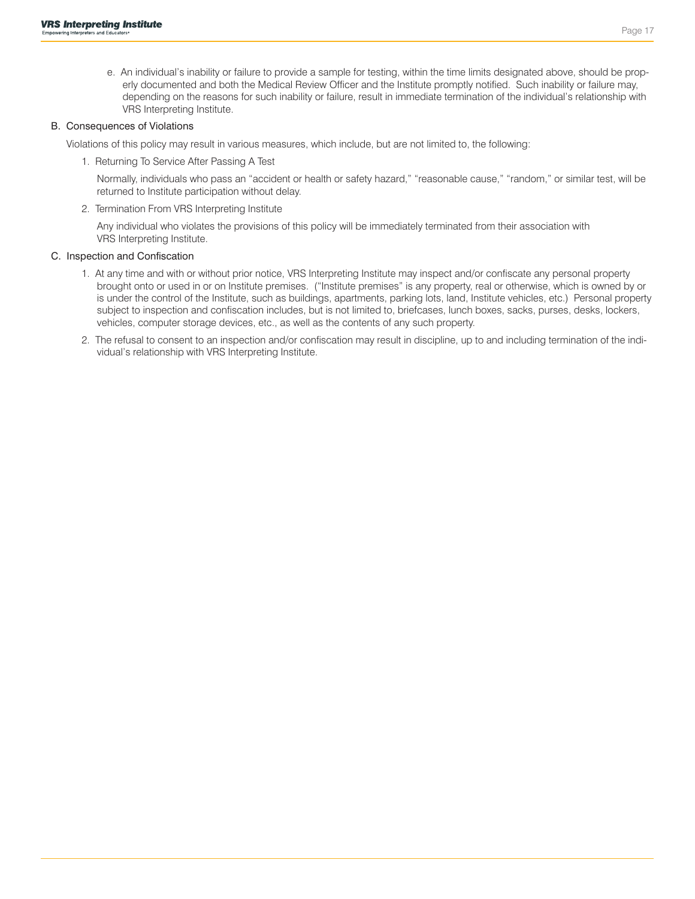e. An individual's inability or failure to provide a sample for testing, within the time limits designated above, should be properly documented and both the Medical Review Officer and the Institute promptly notified. Such inability or failure may, depending on the reasons for such inability or failure, result in immediate termination of the individual's relationship with VRS Interpreting Institute.

B. Consequences of Violations

Violations of this policy may result in various measures, which include, but are not limited to, the following:

1. Returning To Service After Passing A Test

   Normally, individuals who pass an "accident or health or safety hazard," "reasonable cause," "random," or similar test, will be returned to Institute participation without delay.

2. Termination From VRS Interpreting Institute

   Any individual who violates the provisions of this policy will be immediately terminated from their association with VRS Interpreting Institute.

C. Inspection and Confiscation

1. At any time and with or without prior notice, VRS Interpreting Institute may inspect and/or confiscate any personal property brought onto or used in or on Institute premises. ("Institute premises" is any property, real or otherwise, which is owned by or is under the control of the Institute, such as buildings, apartments, parking lots, land, Institute vehicles, etc.) Personal property subject to inspection and confiscation includes, but is not limited to, briefcases, lunch boxes, sacks, purses, desks, lockers, vehicles, computer storage devices, etc., as well as the contents of any such property.

2. The refusal to consent to an inspection and/or confiscation may result in discipline, up to and including termination of the individual's relationship with VRS Interpreting Institute.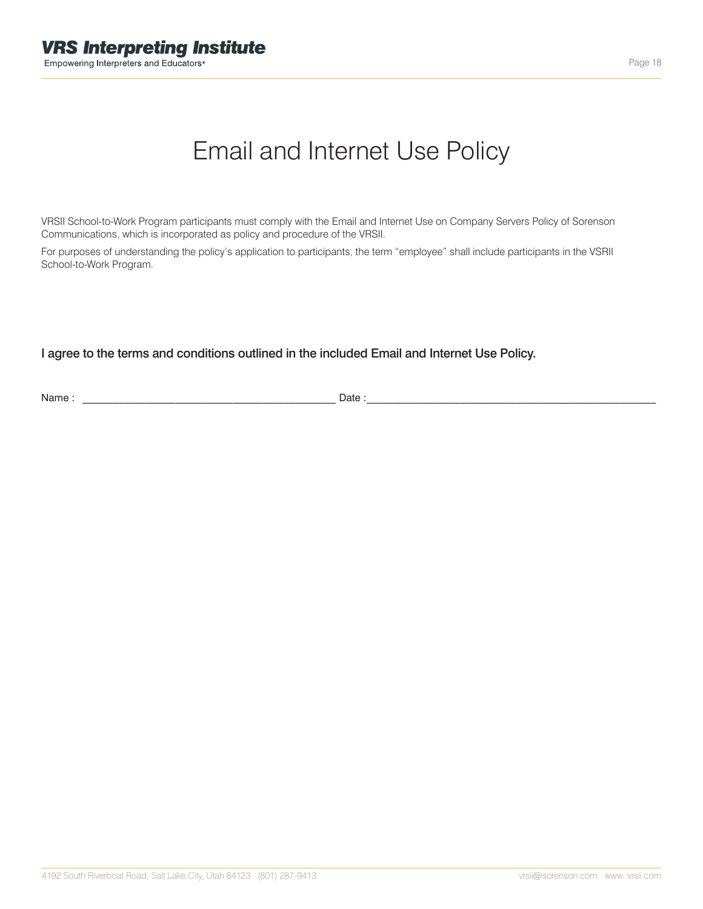# Email and Internet Use Policy

VRSII School-to-Work Program participants must comply with the Email and Internet Use on Company Servers Policy of Sorenson Communications, which is incorporated as policy and procedure of the VRSII.

For purposes of understanding the policy's application to participants, the term "employee" shall include participants in the VSRII School-to-Work Program.

**I agree to the terms and conditions outlined in the included Email and Internet Use Policy.**

Name : ___________________________________________ Date :__________________________________________________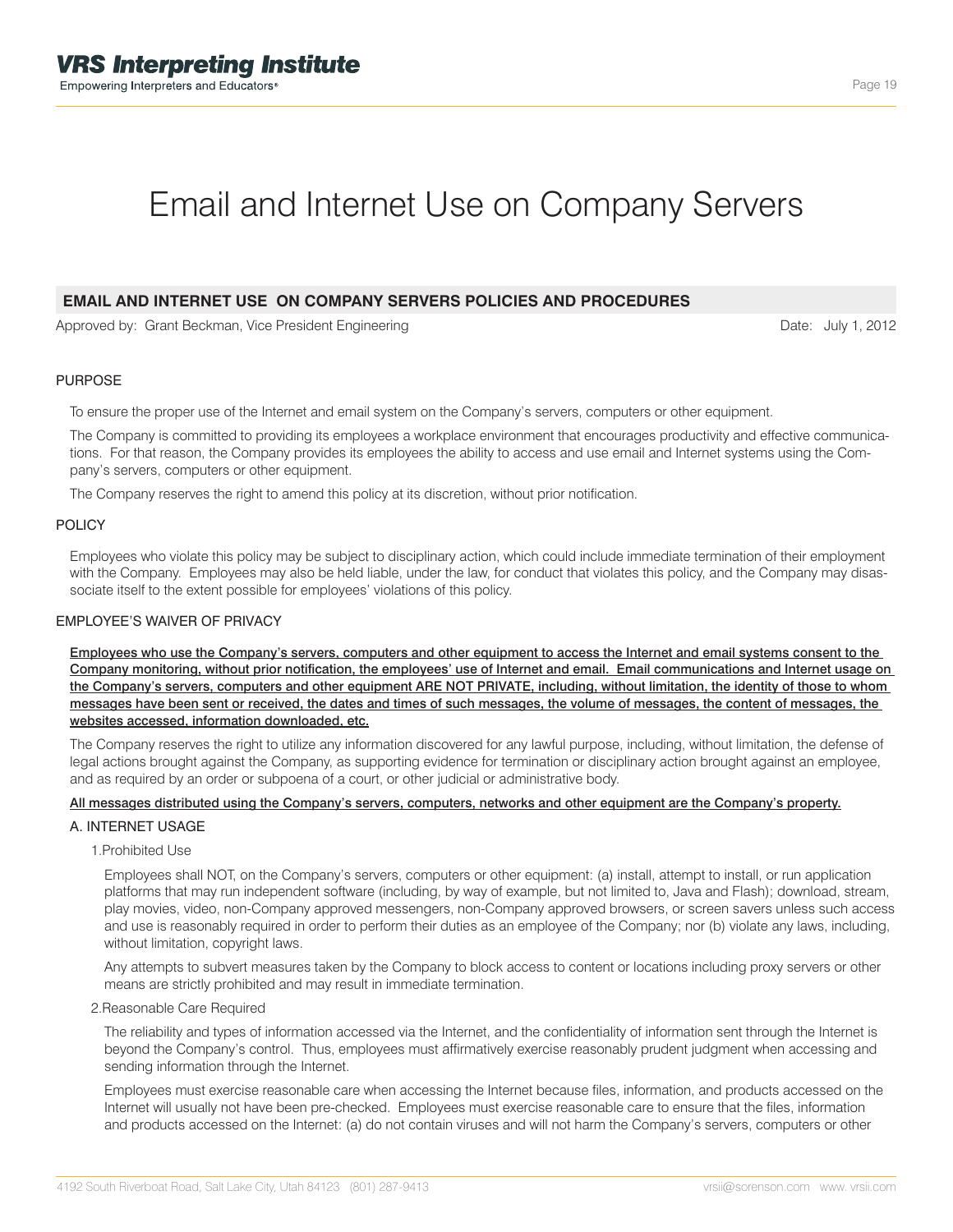# Email and Internet Use on Company Servers

## EMAIL AND INTERNET USE ON COMPANY SERVERS POLICIES AND PROCEDURES

Approved by: Grant Beckman, Vice President Engineering

Date: July 1, 2012

### PURPOSE

To ensure the proper use of the Internet and email system on the Company's servers, computers or other equipment.

The Company is committed to providing its employees a workplace environment that encourages productivity and effective communications. For that reason, the Company provides its employees the ability to access and use email and Internet systems using the Company's servers, computers or other equipment.

The Company reserves the right to amend this policy at its discretion, without prior notification.

### POLICY

Employees who violate this policy may be subject to disciplinary action, which could include immediate termination of their employment with the Company. Employees may also be held liable, under the law, for conduct that violates this policy, and the Company may disassociate itself to the extent possible for employees' violations of this policy.

### EMPLOYEE'S WAIVER OF PRIVACY

<u>Employees who use the Company's servers, computers and other equipment to access the Internet and email systems consent to the Company monitoring, without prior notification, the employees' use of Internet and email. Email communications and Internet usage on the Company's servers, computers and other equipment ARE NOT PRIVATE, including, without limitation, the identity of those to whom messages have been sent or received, the dates and times of such messages, the volume of messages, the content of messages, the websites accessed, information downloaded, etc.</u>

The Company reserves the right to utilize any information discovered for any lawful purpose, including, without limitation, the defense of legal actions brought against the Company, as supporting evidence for termination or disciplinary action brought against an employee, and as required by an order or subpoena of a court, or other judicial or administrative body.

<u>All messages distributed using the Company's servers, computers, networks and other equipment are the Company's property.</u>

#### A. INTERNET USAGE

1. Prohibited Use

Employees shall NOT, on the Company's servers, computers or other equipment: (a) install, attempt to install, or run application platforms that may run independent software (including, by way of example, but not limited to, Java and Flash); download, stream, play movies, video, non-Company approved messengers, non-Company approved browsers, or screen savers unless such access and use is reasonably required in order to perform their duties as an employee of the Company; nor (b) violate any laws, including, without limitation, copyright laws.

Any attempts to subvert measures taken by the Company to block access to content or locations including proxy servers or other means are strictly prohibited and may result in immediate termination.

2. Reasonable Care Required

The reliability and types of information accessed via the Internet, and the confidentiality of information sent through the Internet is beyond the Company's control. Thus, employees must affirmatively exercise reasonably prudent judgment when accessing and sending information through the Internet.

Employees must exercise reasonable care when accessing the Internet because files, information, and products accessed on the Internet will usually not have been pre-checked. Employees must exercise reasonable care to ensure that the files, information and products accessed on the Internet: (a) do not contain viruses and will not harm the Company's servers, computers or other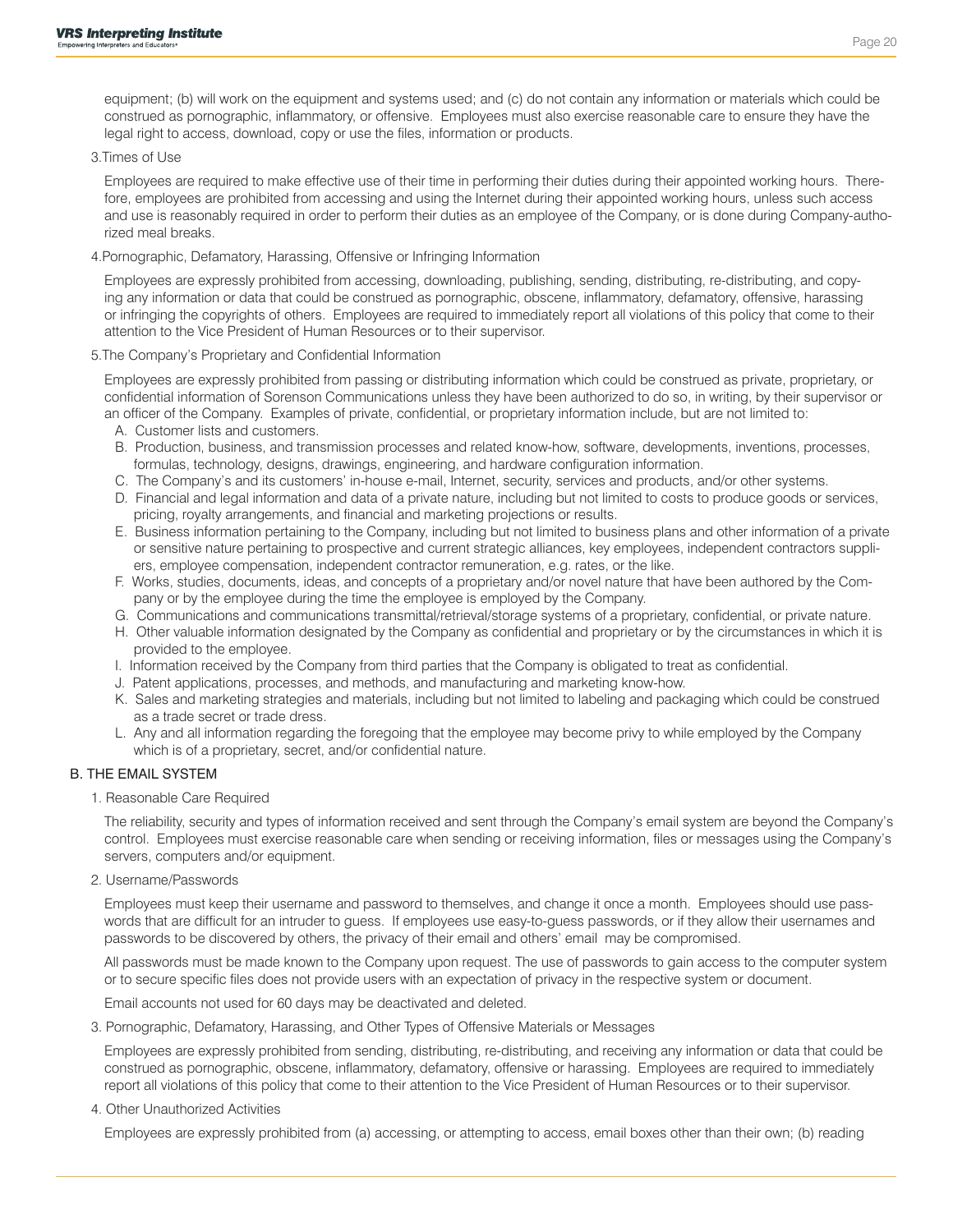equipment; (b) will work on the equipment and systems used; and (c) do not contain any information or materials which could be construed as pornographic, inflammatory, or offensive. Employees must also exercise reasonable care to ensure they have the legal right to access, download, copy or use the files, information or products.

3. Times of Use

Employees are required to make effective use of their time in performing their duties during their appointed working hours. Therefore, employees are prohibited from accessing and using the Internet during their appointed working hours, unless such access and use is reasonably required in order to perform their duties as an employee of the Company, or is done during Company-authorized meal breaks.

4. Pornographic, Defamatory, Harassing, Offensive or Infringing Information

Employees are expressly prohibited from accessing, downloading, publishing, sending, distributing, re-distributing, and copying any information or data that could be construed as pornographic, obscene, inflammatory, defamatory, offensive, harassing or infringing the copyrights of others. Employees are required to immediately report all violations of this policy that come to their attention to the Vice President of Human Resources or to their supervisor.

5. The Company's Proprietary and Confidential Information

Employees are expressly prohibited from passing or distributing information which could be construed as private, proprietary, or confidential information of Sorenson Communications unless they have been authorized to do so, in writing, by their supervisor or an officer of the Company. Examples of private, confidential, or proprietary information include, but are not limited to:

A. Customer lists and customers.
B. Production, business, and transmission processes and related know-how, software, developments, inventions, processes, formulas, technology, designs, drawings, engineering, and hardware configuration information.
C. The Company's and its customers' in-house e-mail, Internet, security, services and products, and/or other systems.
D. Financial and legal information and data of a private nature, including but not limited to costs to produce goods or services, pricing, royalty arrangements, and financial and marketing projections or results.
E. Business information pertaining to the Company, including but not limited to business plans and other information of a private or sensitive nature pertaining to prospective and current strategic alliances, key employees, independent contractors suppliers, employee compensation, independent contractor remuneration, e.g. rates, or the like.
F. Works, studies, documents, ideas, and concepts of a proprietary and/or novel nature that have been authored by the Company or by the employee during the time the employee is employed by the Company.
G. Communications and communications transmittal/retrieval/storage systems of a proprietary, confidential, or private nature.
H. Other valuable information designated by the Company as confidential and proprietary or by the circumstances in which it is provided to the employee.
I. Information received by the Company from third parties that the Company is obligated to treat as confidential.
J. Patent applications, processes, and methods, and manufacturing and marketing know-how.
K. Sales and marketing strategies and materials, including but not limited to labeling and packaging which could be construed as a trade secret or trade dress.
L. Any and all information regarding the foregoing that the employee may become privy to while employed by the Company which is of a proprietary, secret, and/or confidential nature.

B. THE EMAIL SYSTEM

1. Reasonable Care Required

The reliability, security and types of information received and sent through the Company's email system are beyond the Company's control. Employees must exercise reasonable care when sending or receiving information, files or messages using the Company's servers, computers and/or equipment.

2. Username/Passwords

Employees must keep their username and password to themselves, and change it once a month. Employees should use passwords that are difficult for an intruder to guess. If employees use easy-to-guess passwords, or if they allow their usernames and passwords to be discovered by others, the privacy of their email and others' email may be compromised.

All passwords must be made known to the Company upon request. The use of passwords to gain access to the computer system or to secure specific files does not provide users with an expectation of privacy in the respective system or document.

Email accounts not used for 60 days may be deactivated and deleted.

3. Pornographic, Defamatory, Harassing, and Other Types of Offensive Materials or Messages

Employees are expressly prohibited from sending, distributing, re-distributing, and receiving any information or data that could be construed as pornographic, obscene, inflammatory, defamatory, offensive or harassing. Employees are required to immediately report all violations of this policy that come to their attention to the Vice President of Human Resources or to their supervisor.

4. Other Unauthorized Activities

Employees are expressly prohibited from (a) accessing, or attempting to access, email boxes other than their own; (b) reading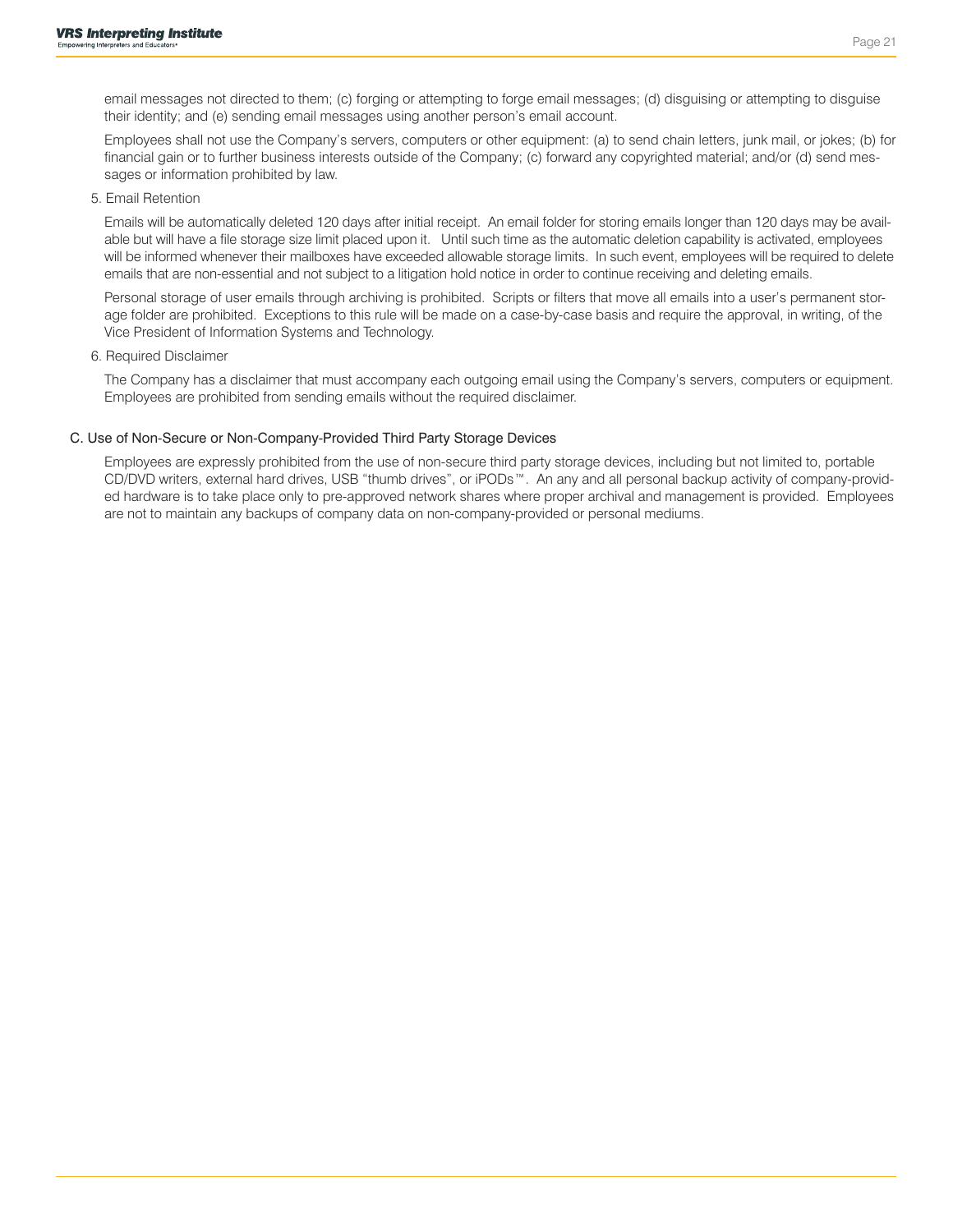email messages not directed to them; (c) forging or attempting to forge email messages; (d) disguising or attempting to disguise their identity; and (e) sending email messages using another person's email account.

Employees shall not use the Company's servers, computers or other equipment: (a) to send chain letters, junk mail, or jokes; (b) for financial gain or to further business interests outside of the Company; (c) forward any copyrighted material; and/or (d) send messages or information prohibited by law.

5. Email Retention

Emails will be automatically deleted 120 days after initial receipt. An email folder for storing emails longer than 120 days may be available but will have a file storage size limit placed upon it. Until such time as the automatic deletion capability is activated, employees will be informed whenever their mailboxes have exceeded allowable storage limits. In such event, employees will be required to delete emails that are non-essential and not subject to a litigation hold notice in order to continue receiving and deleting emails.

Personal storage of user emails through archiving is prohibited. Scripts or filters that move all emails into a user's permanent storage folder are prohibited. Exceptions to this rule will be made on a case-by-case basis and require the approval, in writing, of the Vice President of Information Systems and Technology.

6. Required Disclaimer

The Company has a disclaimer that must accompany each outgoing email using the Company's servers, computers or equipment. Employees are prohibited from sending emails without the required disclaimer.

### C. Use of Non-Secure or Non-Company-Provided Third Party Storage Devices

Employees are expressly prohibited from the use of non-secure third party storage devices, including but not limited to, portable CD/DVD writers, external hard drives, USB "thumb drives", or iPODs™. An any and all personal backup activity of company-provided hardware is to take place only to pre-approved network shares where proper archival and management is provided. Employees are not to maintain any backups of company data on non-company-provided or personal mediums.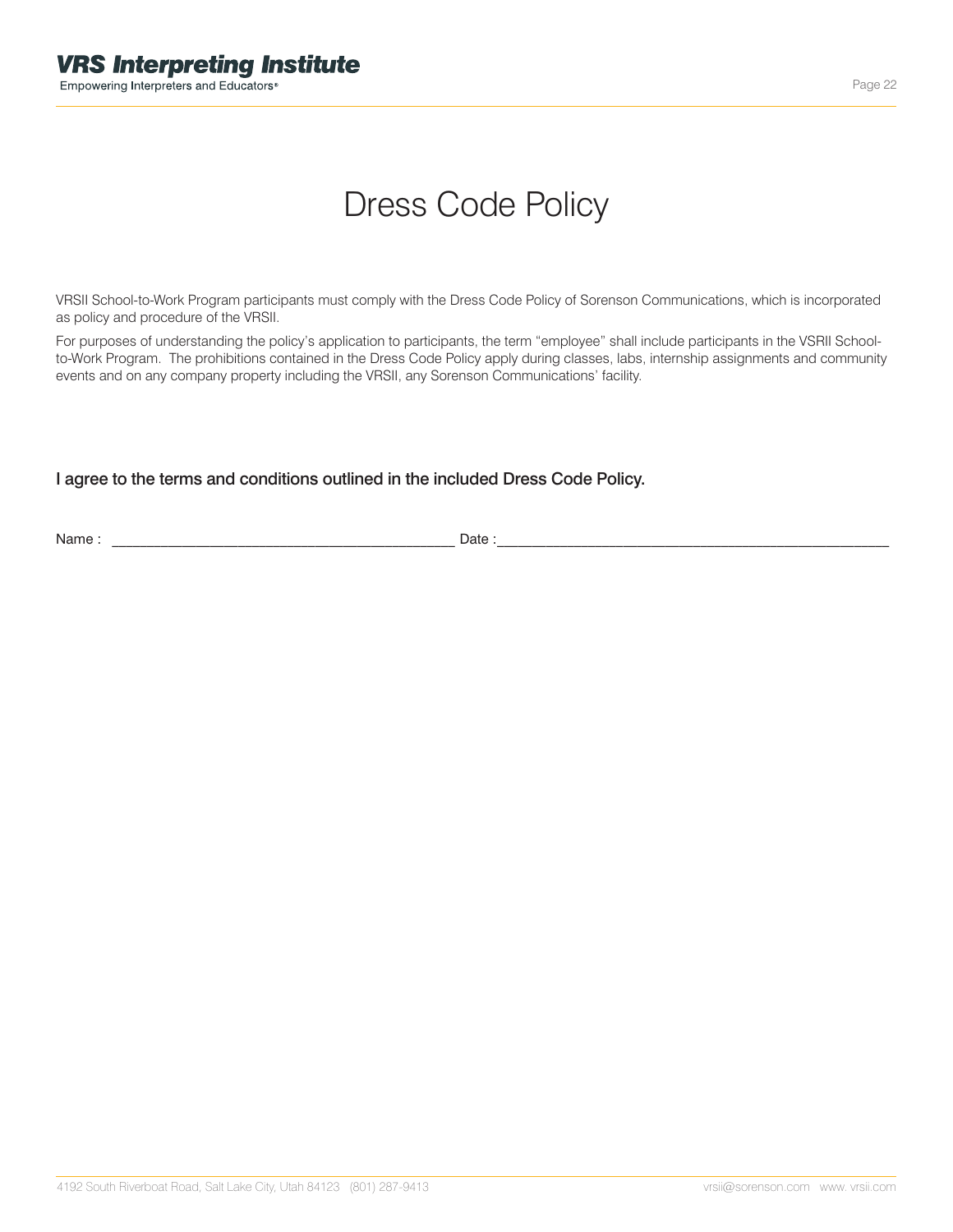# Dress Code Policy

VRSII School-to-Work Program participants must comply with the Dress Code Policy of Sorenson Communications, which is incorporated as policy and procedure of the VRSII.

For purposes of understanding the policy's application to participants, the term "employee" shall include participants in the VSRII School-to-Work Program. The prohibitions contained in the Dress Code Policy apply during classes, labs, internship assignments and community events and on any company property including the VRSII, any Sorenson Communications' facility.

**I agree to the terms and conditions outlined in the included Dress Code Policy.**

Name : ___________________________________________ Date :___________________________________________________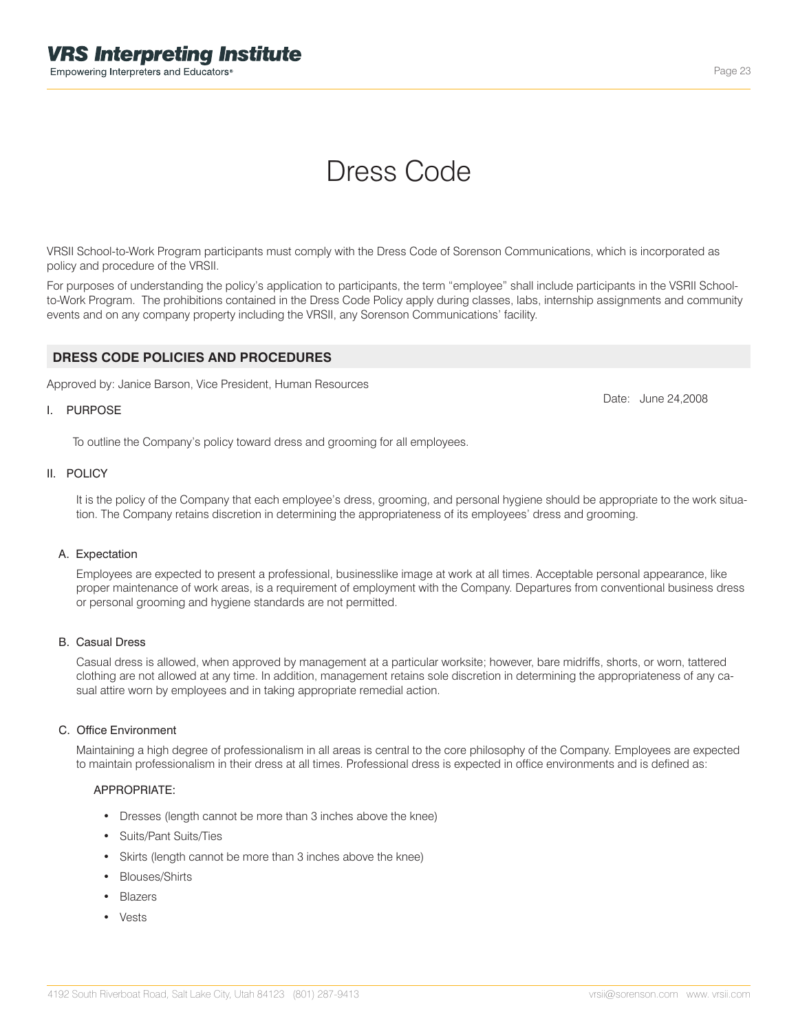# Dress Code

VRSII School-to-Work Program participants must comply with the Dress Code of Sorenson Communications, which is incorporated as policy and procedure of the VRSII.

For purposes of understanding the policy's application to participants, the term "employee" shall include participants in the VSRII School-to-Work Program. The prohibitions contained in the Dress Code Policy apply during classes, labs, internship assignments and community events and on any company property including the VRSII, any Sorenson Communications' facility.

## DRESS CODE POLICIES AND PROCEDURES

Approved by: Janice Barson, Vice President, Human Resources

Date: June 24,2008

I. PURPOSE

To outline the Company's policy toward dress and grooming for all employees.

II. POLICY

It is the policy of the Company that each employee's dress, grooming, and personal hygiene should be appropriate to the work situation. The Company retains discretion in determining the appropriateness of its employees' dress and grooming.

A. Expectation

Employees are expected to present a professional, businesslike image at work at all times. Acceptable personal appearance, like proper maintenance of work areas, is a requirement of employment with the Company. Departures from conventional business dress or personal grooming and hygiene standards are not permitted.

B. Casual Dress

Casual dress is allowed, when approved by management at a particular worksite; however, bare midriffs, shorts, or worn, tattered clothing are not allowed at any time. In addition, management retains sole discretion in determining the appropriateness of any casual attire worn by employees and in taking appropriate remedial action.

C. Office Environment

Maintaining a high degree of professionalism in all areas is central to the core philosophy of the Company. Employees are expected to maintain professionalism in their dress at all times. Professional dress is expected in office environments and is defined as:

APPROPRIATE:

- Dresses (length cannot be more than 3 inches above the knee)
- Suits/Pant Suits/Ties
- Skirts (length cannot be more than 3 inches above the knee)
- Blouses/Shirts
- Blazers
- Vests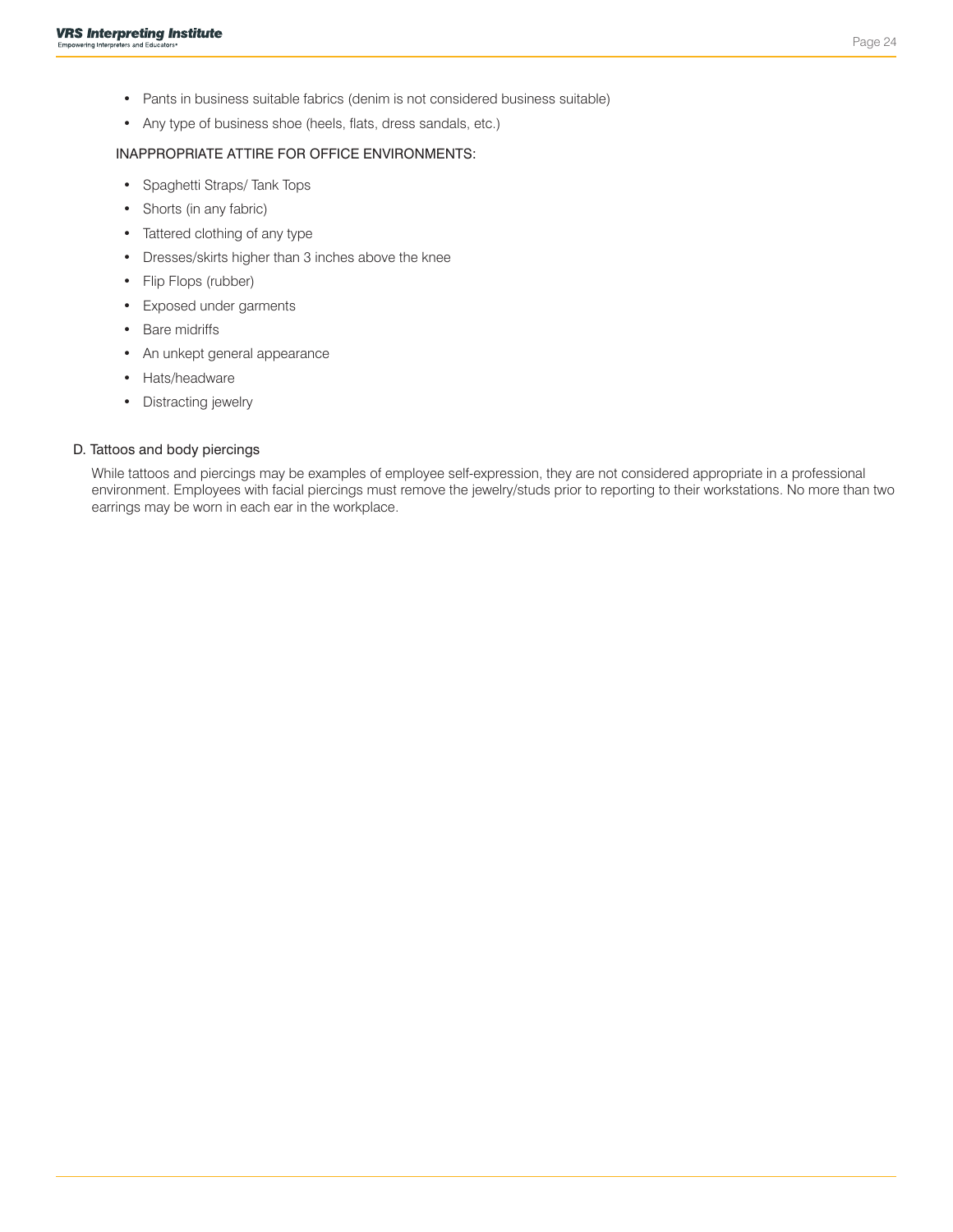- Pants in business suitable fabrics (denim is not considered business suitable)
- Any type of business shoe (heels, flats, dress sandals, etc.)

INAPPROPRIATE ATTIRE FOR OFFICE ENVIRONMENTS:

- Spaghetti Straps/ Tank Tops
- Shorts (in any fabric)
- Tattered clothing of any type
- Dresses/skirts higher than 3 inches above the knee
- Flip Flops (rubber)
- Exposed under garments
- Bare midriffs
- An unkept general appearance
- Hats/headware
- Distracting jewelry

D. Tattoos and body piercings

While tattoos and piercings may be examples of employee self-expression, they are not considered appropriate in a professional environment. Employees with facial piercings must remove the jewelry/studs prior to reporting to their workstations. No more than two earrings may be worn in each ear in the workplace.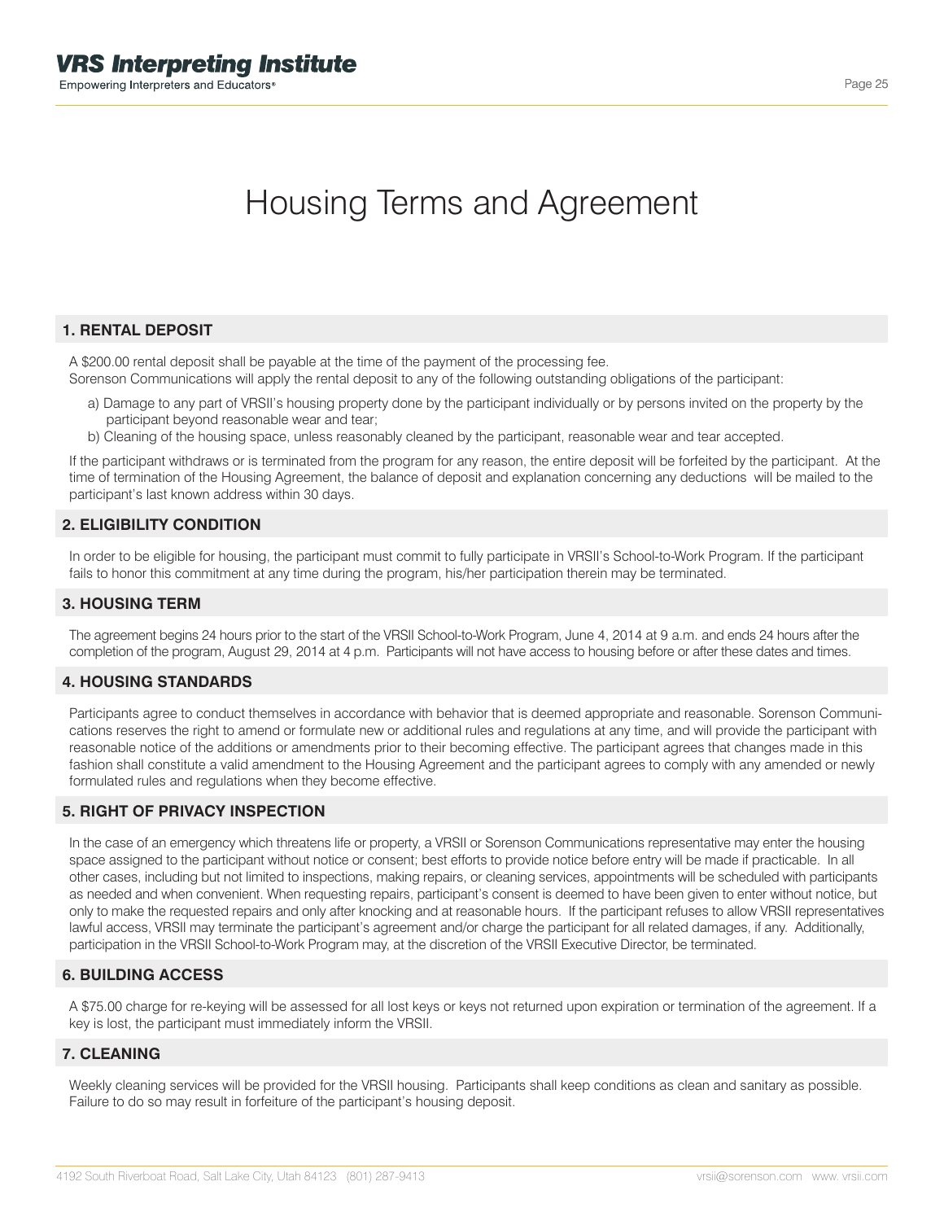# Housing Terms and Agreement

## 1. RENTAL DEPOSIT

A $200.00 rental deposit shall be payable at the time of the payment of the processing fee.
Sorenson Communications will apply the rental deposit to any of the following outstanding obligations of the participant:

a) Damage to any part of VRSII's housing property done by the participant individually or by persons invited on the property by the participant beyond reasonable wear and tear;
b) Cleaning of the housing space, unless reasonably cleaned by the participant, reasonable wear and tear accepted.

If the participant withdraws or is terminated from the program for any reason, the entire deposit will be forfeited by the participant. At the time of termination of the Housing Agreement, the balance of deposit and explanation concerning any deductions will be mailed to the participant's last known address within 30 days.

## 2. ELIGIBILITY CONDITION

In order to be eligible for housing, the participant must commit to fully participate in VRSII's School-to-Work Program. If the participant fails to honor this commitment at any time during the program, his/her participation therein may be terminated.

## 3. HOUSING TERM

The agreement begins 24 hours prior to the start of the VRSII School-to-Work Program, June 4, 2014 at 9 a.m. and ends 24 hours after the completion of the program, August 29, 2014 at 4 p.m. Participants will not have access to housing before or after these dates and times.

## 4. HOUSING STANDARDS

Participants agree to conduct themselves in accordance with behavior that is deemed appropriate and reasonable. Sorenson Communications reserves the right to amend or formulate new or additional rules and regulations at any time, and will provide the participant with reasonable notice of the additions or amendments prior to their becoming effective. The participant agrees that changes made in this fashion shall constitute a valid amendment to the Housing Agreement and the participant agrees to comply with any amended or newly formulated rules and regulations when they become effective.

## 5. RIGHT OF PRIVACY INSPECTION

In the case of an emergency which threatens life or property, a VRSII or Sorenson Communications representative may enter the housing space assigned to the participant without notice or consent; best efforts to provide notice before entry will be made if practicable. In all other cases, including but not limited to inspections, making repairs, or cleaning services, appointments will be scheduled with participants as needed and when convenient. When requesting repairs, participant's consent is deemed to have been given to enter without notice, but only to make the requested repairs and only after knocking and at reasonable hours. If the participant refuses to allow VRSII representatives lawful access, VRSII may terminate the participant's agreement and/or charge the participant for all related damages, if any. Additionally, participation in the VRSII School-to-Work Program may, at the discretion of the VRSII Executive Director, be terminated.

## 6. BUILDING ACCESS

A $75.00 charge for re-keying will be assessed for all lost keys or keys not returned upon expiration or termination of the agreement. If a key is lost, the participant must immediately inform the VRSII.

## 7. CLEANING

Weekly cleaning services will be provided for the VRSII housing. Participants shall keep conditions as clean and sanitary as possible. Failure to do so may result in forfeiture of the participant's housing deposit.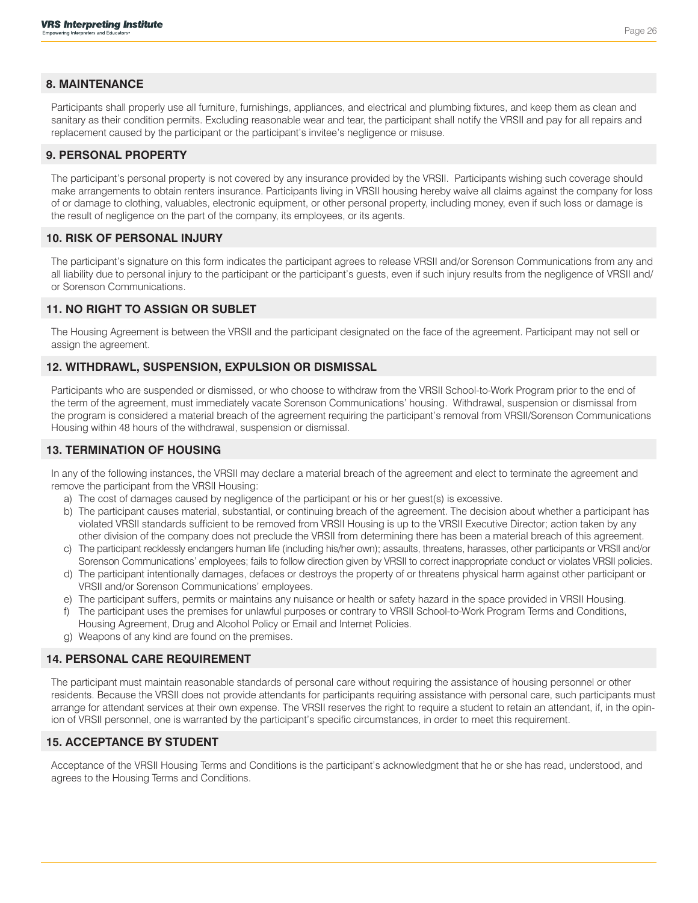## 8. MAINTENANCE

Participants shall properly use all furniture, furnishings, appliances, and electrical and plumbing fixtures, and keep them as clean and sanitary as their condition permits. Excluding reasonable wear and tear, the participant shall notify the VRSII and pay for all repairs and replacement caused by the participant or the participant's invitee's negligence or misuse.

## 9. PERSONAL PROPERTY

The participant's personal property is not covered by any insurance provided by the VRSII. Participants wishing such coverage should make arrangements to obtain renters insurance. Participants living in VRSII housing hereby waive all claims against the company for loss of or damage to clothing, valuables, electronic equipment, or other personal property, including money, even if such loss or damage is the result of negligence on the part of the company, its employees, or its agents.

## 10. RISK OF PERSONAL INJURY

The participant's signature on this form indicates the participant agrees to release VRSII and/or Sorenson Communications from any and all liability due to personal injury to the participant or the participant's guests, even if such injury results from the negligence of VRSII and/or Sorenson Communications.

## 11. NO RIGHT TO ASSIGN OR SUBLET

The Housing Agreement is between the VRSII and the participant designated on the face of the agreement. Participant may not sell or assign the agreement.

## 12. WITHDRAWL, SUSPENSION, EXPULSION OR DISMISSAL

Participants who are suspended or dismissed, or who choose to withdraw from the VRSII School-to-Work Program prior to the end of the term of the agreement, must immediately vacate Sorenson Communications' housing. Withdrawal, suspension or dismissal from the program is considered a material breach of the agreement requiring the participant's removal from VRSII/Sorenson Communications Housing within 48 hours of the withdrawal, suspension or dismissal.

## 13. TERMINATION OF HOUSING

In any of the following instances, the VRSII may declare a material breach of the agreement and elect to terminate the agreement and remove the participant from the VRSII Housing:

a) The cost of damages caused by negligence of the participant or his or her guest(s) is excessive.
b) The participant causes material, substantial, or continuing breach of the agreement. The decision about whether a participant has violated VRSII standards sufficient to be removed from VRSII Housing is up to the VRSII Executive Director; action taken by any other division of the company does not preclude the VRSII from determining there has been a material breach of this agreement.
c) The participant recklessly endangers human life (including his/her own); assaults, threatens, harasses, other participants or VRSII and/or Sorenson Communications' employees; fails to follow direction given by VRSII to correct inappropriate conduct or violates VRSII policies.
d) The participant intentionally damages, defaces or destroys the property of or threatens physical harm against other participant or VRSII and/or Sorenson Communications' employees.
e) The participant suffers, permits or maintains any nuisance or health or safety hazard in the space provided in VRSII Housing.
f) The participant uses the premises for unlawful purposes or contrary to VRSII School-to-Work Program Terms and Conditions, Housing Agreement, Drug and Alcohol Policy or Email and Internet Policies.
g) Weapons of any kind are found on the premises.

## 14. PERSONAL CARE REQUIREMENT

The participant must maintain reasonable standards of personal care without requiring the assistance of housing personnel or other residents. Because the VRSII does not provide attendants for participants requiring assistance with personal care, such participants must arrange for attendant services at their own expense. The VRSII reserves the right to require a student to retain an attendant, if, in the opinion of VRSII personnel, one is warranted by the participant's specific circumstances, in order to meet this requirement.

## 15. ACCEPTANCE BY STUDENT

Acceptance of the VRSII Housing Terms and Conditions is the participant's acknowledgment that he or she has read, understood, and agrees to the Housing Terms and Conditions.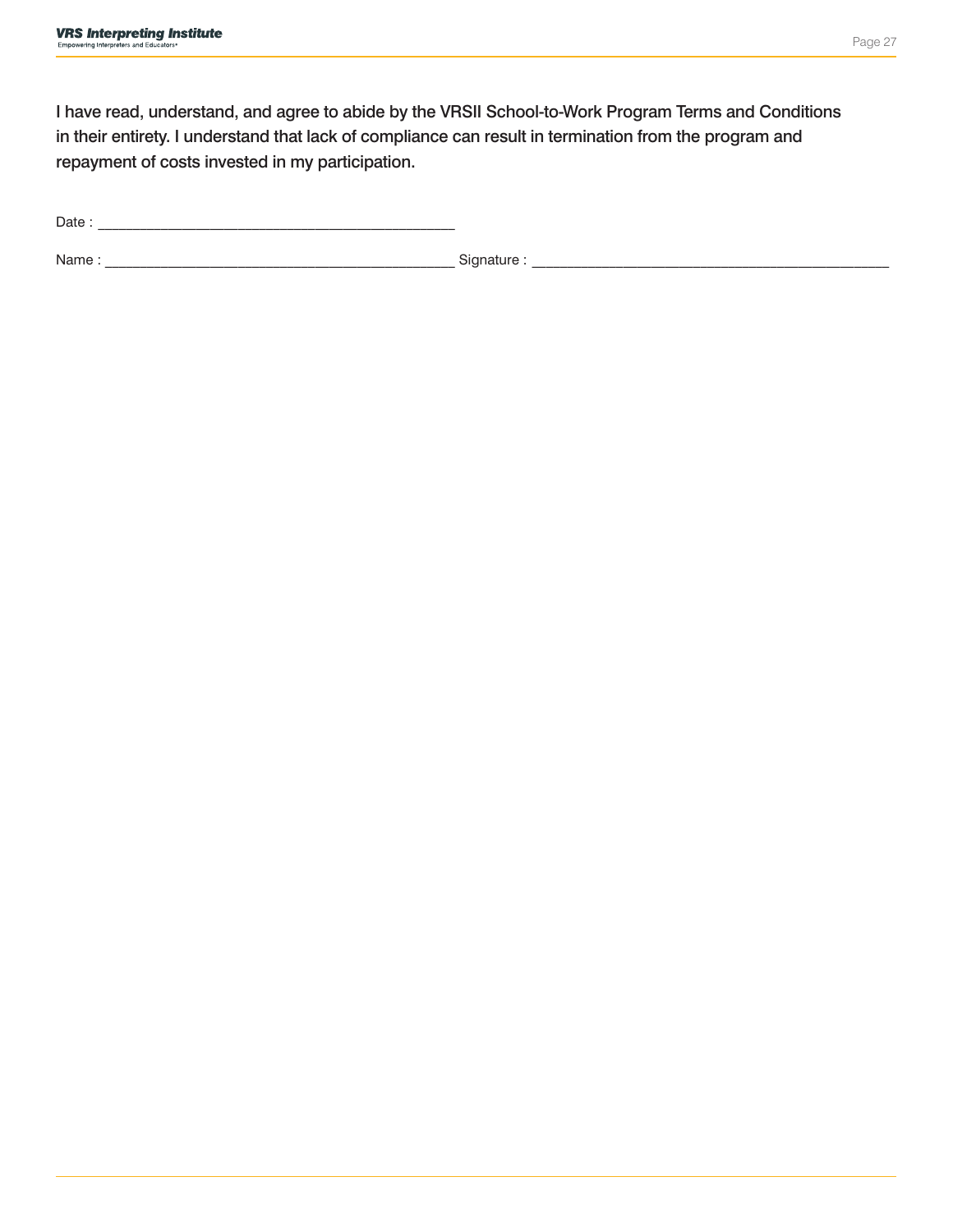I have read, understand, and agree to abide by the VRSII School-to-Work Program Terms and Conditions in their entirety. I understand that lack of compliance can result in termination from the program and repayment of costs invested in my participation.

Date : _____________________________________________

Name : _____________________________________________ Signature : _____________________________________________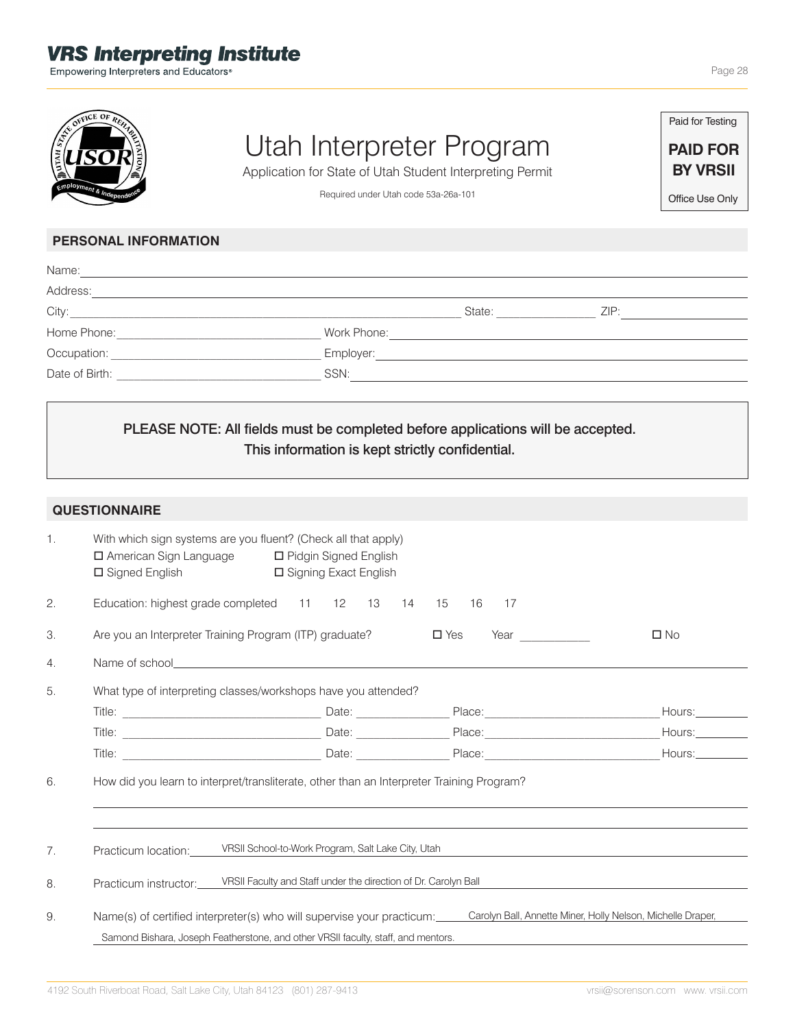# Utah Interpreter Program

Application for State of Utah Student Interpreting Permit

Required under Utah code 53a-26a-101

| Paid for Testing |
|---|
| **PAID FOR BY VRSII** |
| Office Use Only |

## PERSONAL INFORMATION

Name: ______________________________

Address: ______________________________

City: ______________________________ State: ______________ ZIP: ______________

Home Phone: ______________________________ Work Phone: ______________________________

Occupation: ______________________________ Employer: ______________________________

Date of Birth: ______________________________ SSN: ______________________________

**PLEASE NOTE: All fields must be completed before applications will be accepted. This information is kept strictly confidential.**

## QUESTIONNAIRE

1. With which sign systems are you fluent? (Check all that apply)
   - ☐ American Sign Language
   - ☐ Pidgin Signed English
   - ☐ Signed English
   - ☐ Signing Exact English

2. Education: highest grade completed 11 12 13 14 15 16 17

3. Are you an Interpreter Training Program (ITP) graduate? ☐ Yes Year ___________ ☐ No

4. Name of school ______________________________

5. What type of interpreting classes/workshops have you attended?

   Title: ______________ Date: ______________ Place: ______________ Hours: ________

   Title: ______________ Date: ______________ Place: ______________ Hours: ________

   Title: ______________ Date: ______________ Place: ______________ Hours: ________

6. How did you learn to interpret/transliterate, other than an Interpreter Training Program?

   ______________________________

   ______________________________

7. Practicum location: VRSII School-to-Work Program, Salt Lake City, Utah

8. Practicum instructor: VRSII Faculty and Staff under the direction of Dr. Carolyn Ball

9. Name(s) of certified interpreter(s) who will supervise your practicum: Carolyn Ball, Annette Miner, Holly Nelson, Michelle Draper, Samond Bishara, Joseph Featherstone, and other VRSII faculty, staff, and mentors.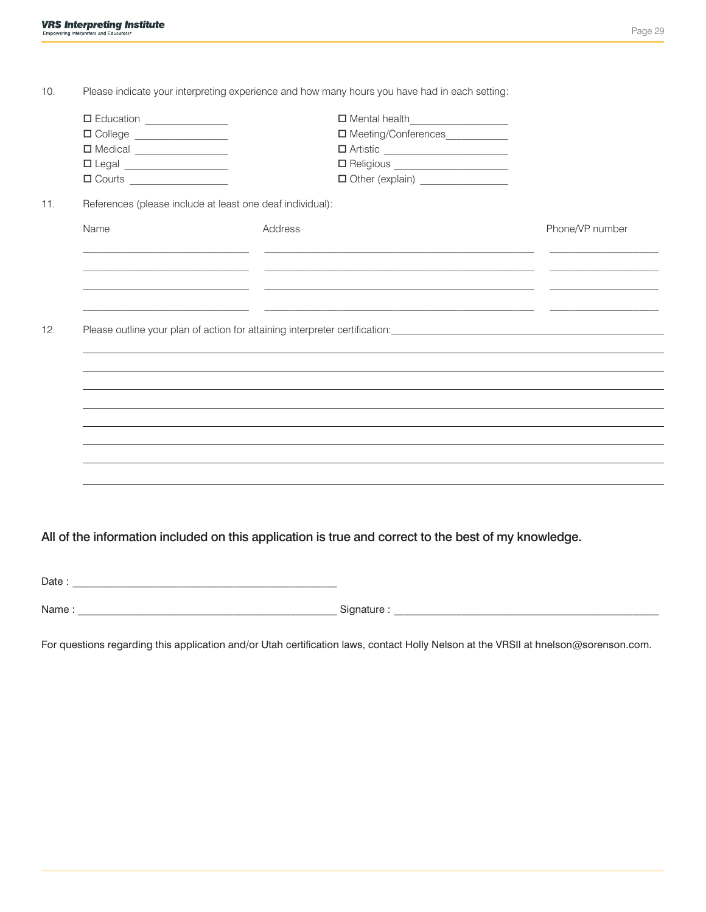10. Please indicate your interpreting experience and how many hours you have had in each setting:

☐ Education _______________
☐ College _________________
☐ Medical _________________
☐ Legal ___________________
☐ Courts __________________
☐ Mental health_________________
☐ Meeting/Conferences___________
☐ Artistic ______________________
☐ Religious _____________________
☐ Other (explain) ________________

11. References (please include at least one deaf individual):

| Name | Address | Phone/VP number |
|---|---|---|
| | | |
| | | |
| | | |
| | | |

12. Please outline your plan of action for attaining interpreter certification: ____________________________________________

____________________________________________________________________________________

____________________________________________________________________________________

____________________________________________________________________________________

____________________________________________________________________________________

____________________________________________________________________________________

____________________________________________________________________________________

____________________________________________________________________________________

____________________________________________________________________________________

**All of the information included on this application is true and correct to the best of my knowledge.**

Date : ______________________________________________

Name : ______________________________________________ Signature : ______________________________________________

For questions regarding this application and/or Utah certification laws, contact Holly Nelson at the VRSII at hnelson@sorenson.com.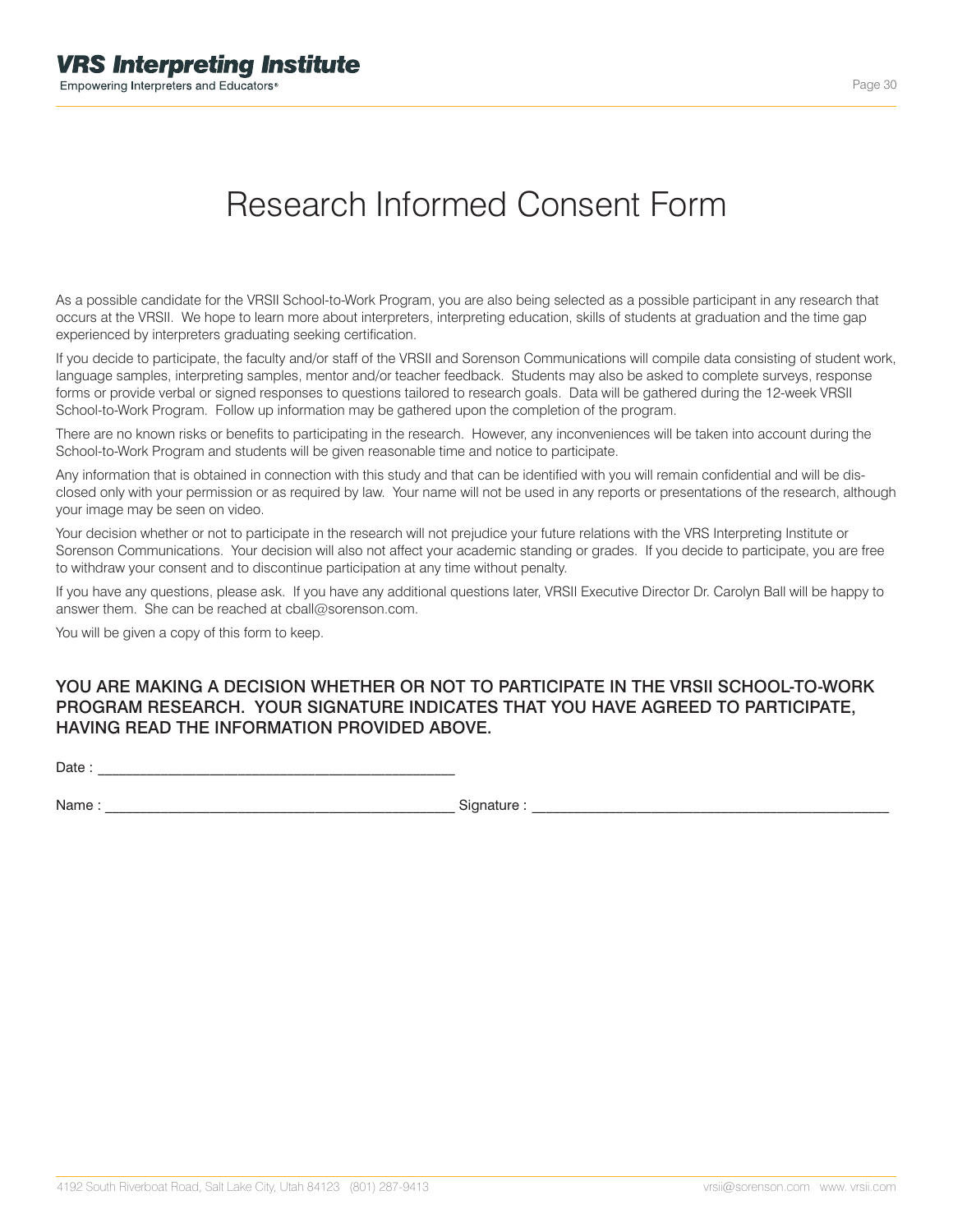# Research Informed Consent Form

As a possible candidate for the VRSII School-to-Work Program, you are also being selected as a possible participant in any research that occurs at the VRSII. We hope to learn more about interpreters, interpreting education, skills of students at graduation and the time gap experienced by interpreters graduating seeking certification.

If you decide to participate, the faculty and/or staff of the VRSII and Sorenson Communications will compile data consisting of student work, language samples, interpreting samples, mentor and/or teacher feedback. Students may also be asked to complete surveys, response forms or provide verbal or signed responses to questions tailored to research goals. Data will be gathered during the 12-week VRSII School-to-Work Program. Follow up information may be gathered upon the completion of the program.

There are no known risks or benefits to participating in the research. However, any inconveniences will be taken into account during the School-to-Work Program and students will be given reasonable time and notice to participate.

Any information that is obtained in connection with this study and that can be identified with you will remain confidential and will be disclosed only with your permission or as required by law. Your name will not be used in any reports or presentations of the research, although your image may be seen on video.

Your decision whether or not to participate in the research will not prejudice your future relations with the VRS Interpreting Institute or Sorenson Communications. Your decision will also not affect your academic standing or grades. If you decide to participate, you are free to withdraw your consent and to discontinue participation at any time without penalty.

If you have any questions, please ask. If you have any additional questions later, VRSII Executive Director Dr. Carolyn Ball will be happy to answer them. She can be reached at cball@sorenson.com.

You will be given a copy of this form to keep.

YOU ARE MAKING A DECISION WHETHER OR NOT TO PARTICIPATE IN THE VRSII SCHOOL-TO-WORK PROGRAM RESEARCH. YOUR SIGNATURE INDICATES THAT YOU HAVE AGREED TO PARTICIPATE, HAVING READ THE INFORMATION PROVIDED ABOVE.

Date : ____________________________________________

Name : ____________________________________________ Signature : ____________________________________________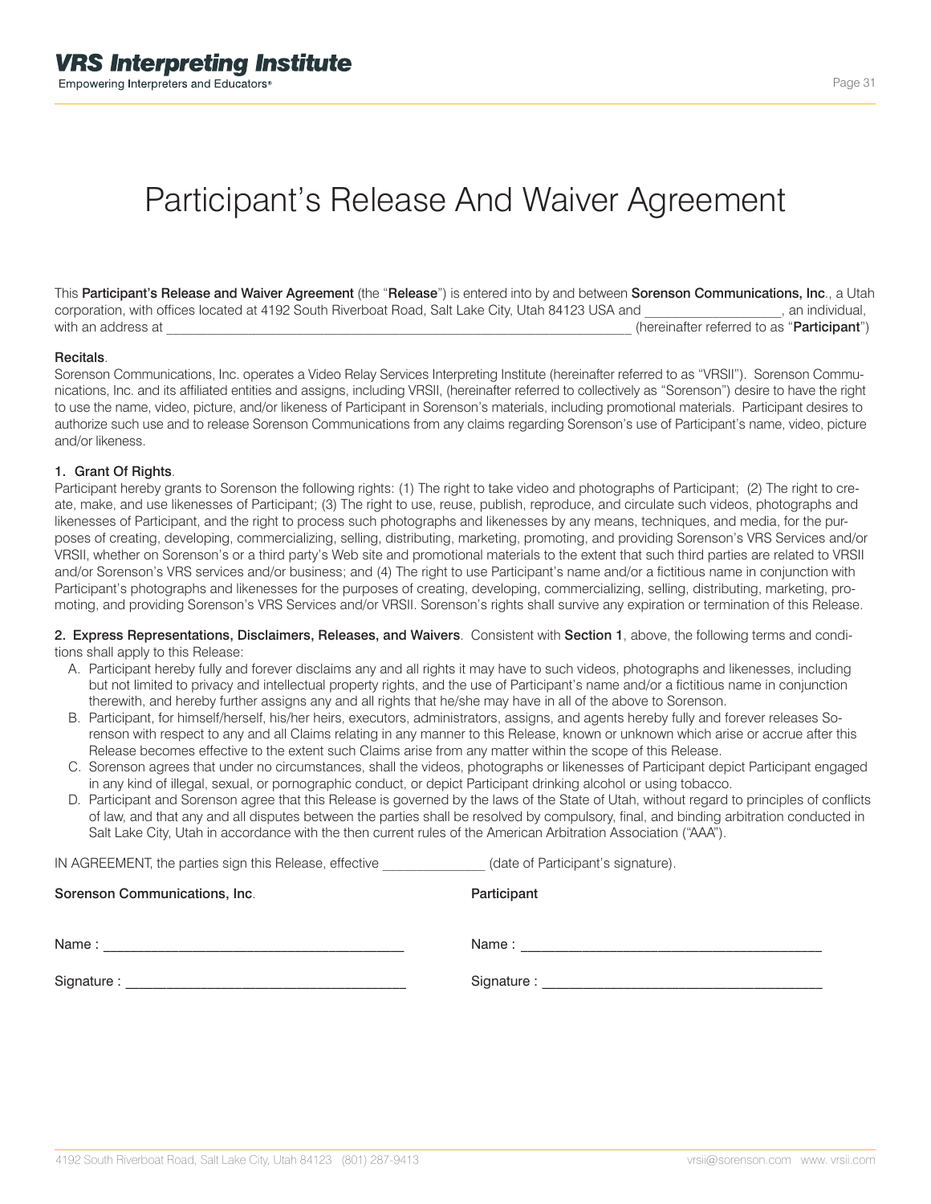# Participant's Release And Waiver Agreement

This **Participant's Release and Waiver Agreement** (the "**Release**") is entered into by and between **Sorenson Communications, Inc**., a Utah corporation, with offices located at 4192 South Riverboat Road, Salt Lake City, Utah 84123 USA and ___________________, an individual, with an address at ____________________________________________________________________ (hereinafter referred to as "**Participant**")

**Recitals**.

Sorenson Communications, Inc. operates a Video Relay Services Interpreting Institute (hereinafter referred to as "VRSII"). Sorenson Communications, Inc. and its affiliated entities and assigns, including VRSII, (hereinafter referred to collectively as "Sorenson") desire to have the right to use the name, video, picture, and/or likeness of Participant in Sorenson's materials, including promotional materials. Participant desires to authorize such use and to release Sorenson Communications from any claims regarding Sorenson's use of Participant's name, video, picture and/or likeness.

**1. Grant Of Rights**.

Participant hereby grants to Sorenson the following rights: (1) The right to take video and photographs of Participant; (2) The right to create, make, and use likenesses of Participant; (3) The right to use, reuse, publish, reproduce, and circulate such videos, photographs and likenesses of Participant, and the right to process such photographs and likenesses by any means, techniques, and media, for the purposes of creating, developing, commercializing, selling, distributing, marketing, promoting, and providing Sorenson's VRS Services and/or VRSII, whether on Sorenson's or a third party's Web site and promotional materials to the extent that such third parties are related to VRSII and/or Sorenson's VRS services and/or business; and (4) The right to use Participant's name and/or a fictitious name in conjunction with Participant's photographs and likenesses for the purposes of creating, developing, commercializing, selling, distributing, marketing, promoting, and providing Sorenson's VRS Services and/or VRSII. Sorenson's rights shall survive any expiration or termination of this Release.

**2. Express Representations, Disclaimers, Releases, and Waivers**. Consistent with **Section 1**, above, the following terms and conditions shall apply to this Release:

A. Participant hereby fully and forever disclaims any and all rights it may have to such videos, photographs and likenesses, including but not limited to privacy and intellectual property rights, and the use of Participant's name and/or a fictitious name in conjunction therewith, and hereby further assigns any and all rights that he/she may have in all of the above to Sorenson.

B. Participant, for himself/herself, his/her heirs, executors, administrators, assigns, and agents hereby fully and forever releases Sorenson with respect to any and all Claims relating in any manner to this Release, known or unknown which arise or accrue after this Release becomes effective to the extent such Claims arise from any matter within the scope of this Release.

C. Sorenson agrees that under no circumstances, shall the videos, photographs or likenesses of Participant depict Participant engaged in any kind of illegal, sexual, or pornographic conduct, or depict Participant drinking alcohol or using tobacco.

D. Participant and Sorenson agree that this Release is governed by the laws of the State of Utah, without regard to principles of conflicts of law, and that any and all disputes between the parties shall be resolved by compulsory, final, and binding arbitration conducted in Salt Lake City, Utah in accordance with the then current rules of the American Arbitration Association ("AAA").

IN AGREEMENT, the parties sign this Release, effective ______________ (date of Participant's signature).

**Sorenson Communications, Inc**.

Name : _______________________________________

Signature : ____________________________________

**Participant**

Name : _______________________________________

Signature : ____________________________________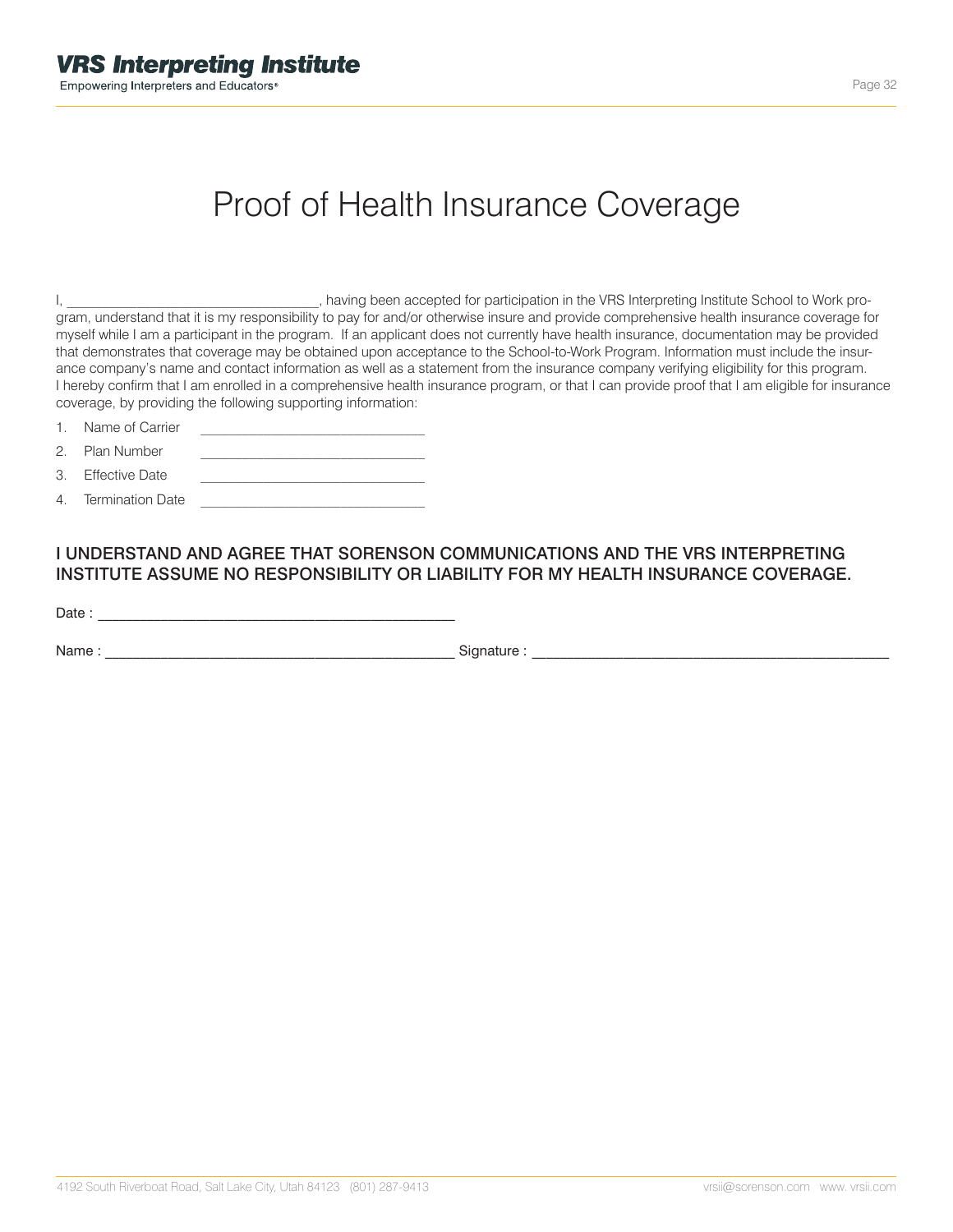# Proof of Health Insurance Coverage

I, ________________________________, having been accepted for participation in the VRS Interpreting Institute School to Work program, understand that it is my responsibility to pay for and/or otherwise insure and provide comprehensive health insurance coverage for myself while I am a participant in the program. If an applicant does not currently have health insurance, documentation may be provided that demonstrates that coverage may be obtained upon acceptance to the School-to-Work Program. Information must include the insurance company's name and contact information as well as a statement from the insurance company verifying eligibility for this program. I hereby confirm that I am enrolled in a comprehensive health insurance program, or that I can provide proof that I am eligible for insurance coverage, by providing the following supporting information:

1. Name of Carrier ______________________________
2. Plan Number ______________________________
3. Effective Date ______________________________
4. Termination Date ______________________________

### I UNDERSTAND AND AGREE THAT SORENSON COMMUNICATIONS AND THE VRS INTERPRETING INSTITUTE ASSUME NO RESPONSIBILITY OR LIABILITY FOR MY HEALTH INSURANCE COVERAGE.

Date : ____________________________________________

Name : ____________________________________________ Signature : ____________________________________________

4192 South Riverboat Road, Salt Lake City, Utah 84123 (801) 287-9413 vrsii@sorenson.com www. vrsii.com